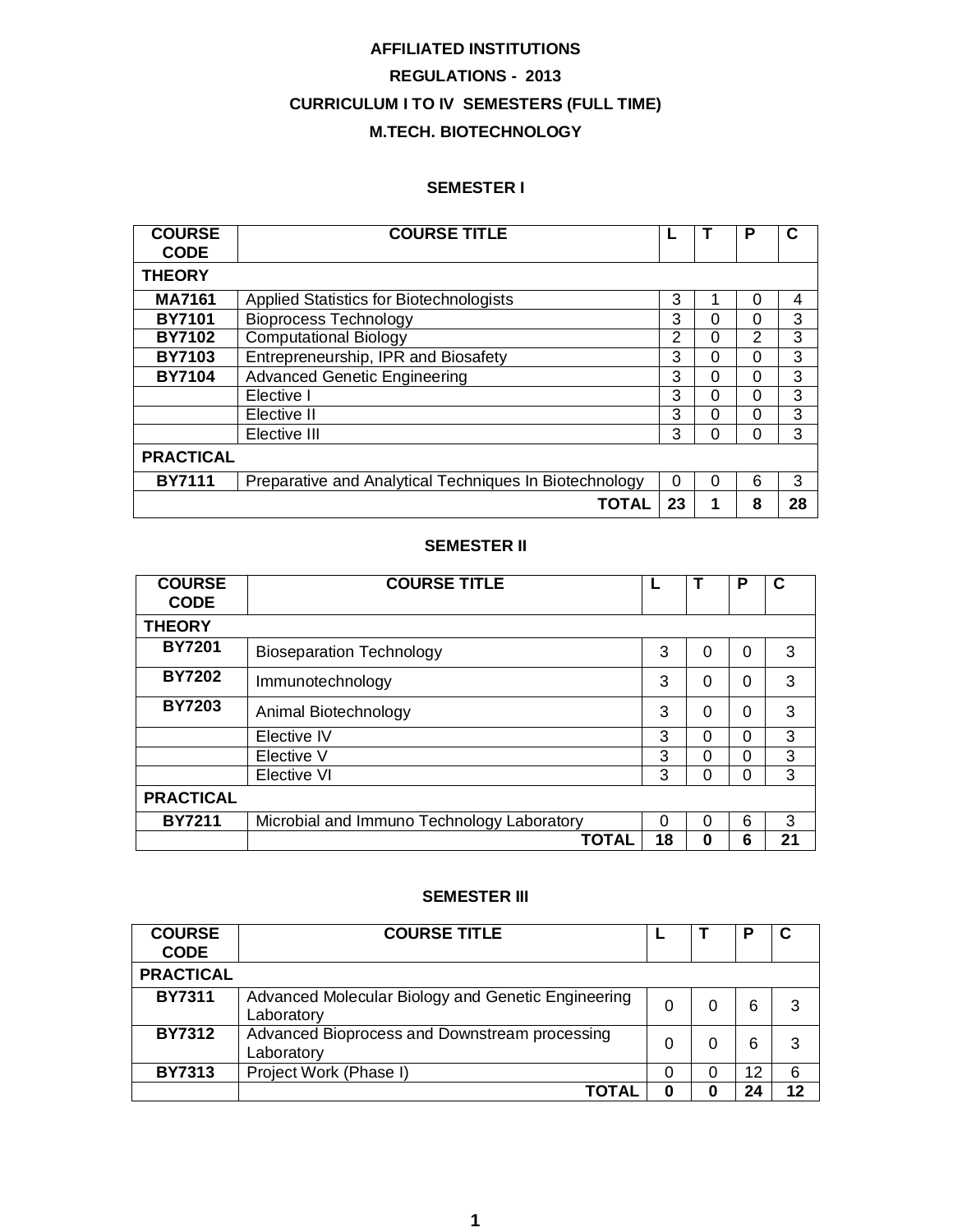# AFFILIATED INSTITUTIONS

## REGULATIONS - 2013

## CURRICULUM I TO IV SEMESTERS (FULL TIME)

## M.TECH. BIOTECHNOLOGY

### SEMESTER I

| COURSE CODE | COURSE TITLE | L | T | P | C |
|---|---|---|---|---|---|
| **THEORY** | | | | | |
| **MA7161** | Applied Statistics for Biotechnologists | 3 | 1 | 0 | 4 |
| **BY7101** | Bioprocess Technology | 3 | 0 | 0 | 3 |
| **BY7102** | Computational Biology | 2 | 0 | 2 | 3 |
| **BY7103** | Entrepreneurship, IPR and Biosafety | 3 | 0 | 0 | 3 |
| **BY7104** | Advanced Genetic Engineering | 3 | 0 | 0 | 3 |
| | Elective I | 3 | 0 | 0 | 3 |
| | Elective II | 3 | 0 | 0 | 3 |
| | Elective III | 3 | 0 | 0 | 3 |
| **PRACTICAL** | | | | | |
| **BY7111** | Preparative and Analytical Techniques In Biotechnology | 0 | 0 | 6 | 3 |
| | **TOTAL** | **23** | **1** | **8** | **28** |

### SEMESTER II

| COURSE CODE | COURSE TITLE | L | T | P | C |
|---|---|---|---|---|---|
| **THEORY** | | | | | |
| **BY7201** | Bioseparation Technology | 3 | 0 | 0 | 3 |
| **BY7202** | Immunotechnology | 3 | 0 | 0 | 3 |
| **BY7203** | Animal Biotechnology | 3 | 0 | 0 | 3 |
| | Elective IV | 3 | 0 | 0 | 3 |
| | Elective V | 3 | 0 | 0 | 3 |
| | Elective VI | 3 | 0 | 0 | 3 |
| **PRACTICAL** | | | | | |
| **BY7211** | Microbial and Immuno Technology Laboratory | 0 | 0 | 6 | 3 |
| | **TOTAL** | **18** | **0** | **6** | **21** |

### SEMESTER III

| COURSE CODE | COURSE TITLE | L | T | P | C |
|---|---|---|---|---|---|
| **PRACTICAL** | | | | | |
| **BY7311** | Advanced Molecular Biology and Genetic Engineering Laboratory | 0 | 0 | 6 | 3 |
| **BY7312** | Advanced Bioprocess and Downstream processing Laboratory | 0 | 0 | 6 | 3 |
| **BY7313** | Project Work (Phase I) | 0 | 0 | 12 | 6 |
| | **TOTAL** | **0** | **0** | **24** | **12** |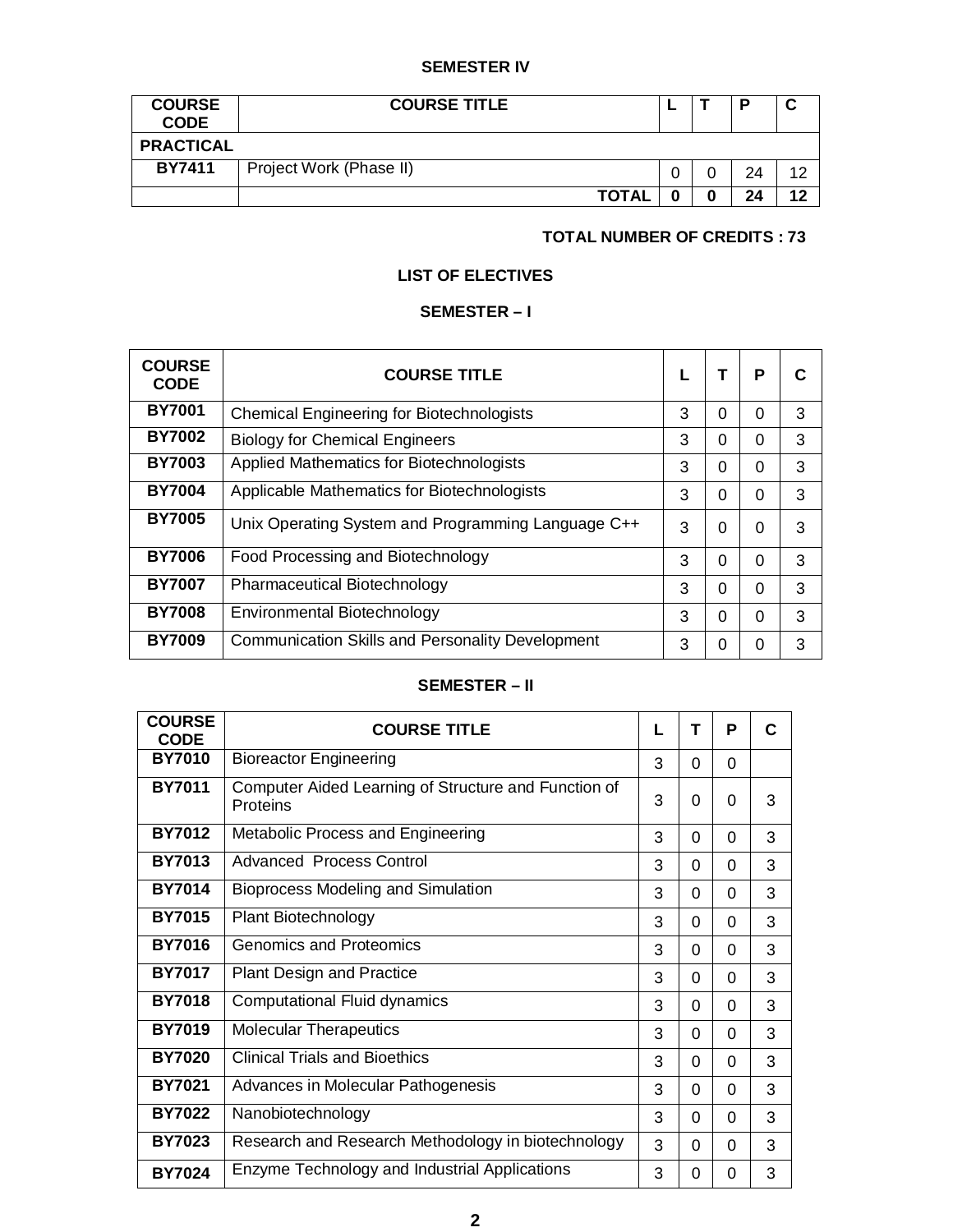**SEMESTER IV**

| COURSE CODE | COURSE TITLE | L | T | P | C |
|---|---|---|---|---|---|
| **PRACTICAL** | | | | | |
| **BY7411** | Project Work (Phase II) | 0 | 0 | 24 | 12 |
| | **TOTAL** | **0** | **0** | **24** | **12** |

**TOTAL NUMBER OF CREDITS : 73**

**LIST OF ELECTIVES**

**SEMESTER – I**

| COURSE CODE | COURSE TITLE | L | T | P | C |
|---|---|---|---|---|---|
| **BY7001** | Chemical Engineering for Biotechnologists | 3 | 0 | 0 | 3 |
| **BY7002** | Biology for Chemical Engineers | 3 | 0 | 0 | 3 |
| **BY7003** | Applied Mathematics for Biotechnologists | 3 | 0 | 0 | 3 |
| **BY7004** | Applicable Mathematics for Biotechnologists | 3 | 0 | 0 | 3 |
| **BY7005** | Unix Operating System and Programming Language C++ | 3 | 0 | 0 | 3 |
| **BY7006** | Food Processing and Biotechnology | 3 | 0 | 0 | 3 |
| **BY7007** | Pharmaceutical Biotechnology | 3 | 0 | 0 | 3 |
| **BY7008** | Environmental Biotechnology | 3 | 0 | 0 | 3 |
| **BY7009** | Communication Skills and Personality Development | 3 | 0 | 0 | 3 |

**SEMESTER – II**

| COURSE CODE | COURSE TITLE | L | T | P | C |
|---|---|---|---|---|---|
| **BY7010** | Bioreactor Engineering | 3 | 0 | 0 | |
| **BY7011** | Computer Aided Learning of Structure and Function of Proteins | 3 | 0 | 0 | 3 |
| **BY7012** | Metabolic Process and Engineering | 3 | 0 | 0 | 3 |
| **BY7013** | Advanced Process Control | 3 | 0 | 0 | 3 |
| **BY7014** | Bioprocess Modeling and Simulation | 3 | 0 | 0 | 3 |
| **BY7015** | Plant Biotechnology | 3 | 0 | 0 | 3 |
| **BY7016** | Genomics and Proteomics | 3 | 0 | 0 | 3 |
| **BY7017** | Plant Design and Practice | 3 | 0 | 0 | 3 |
| **BY7018** | Computational Fluid dynamics | 3 | 0 | 0 | 3 |
| **BY7019** | Molecular Therapeutics | 3 | 0 | 0 | 3 |
| **BY7020** | Clinical Trials and Bioethics | 3 | 0 | 0 | 3 |
| **BY7021** | Advances in Molecular Pathogenesis | 3 | 0 | 0 | 3 |
| **BY7022** | Nanobiotechnology | 3 | 0 | 0 | 3 |
| **BY7023** | Research and Research Methodology in biotechnology | 3 | 0 | 0 | 3 |
| **BY7024** | Enzyme Technology and Industrial Applications | 3 | 0 | 0 | 3 |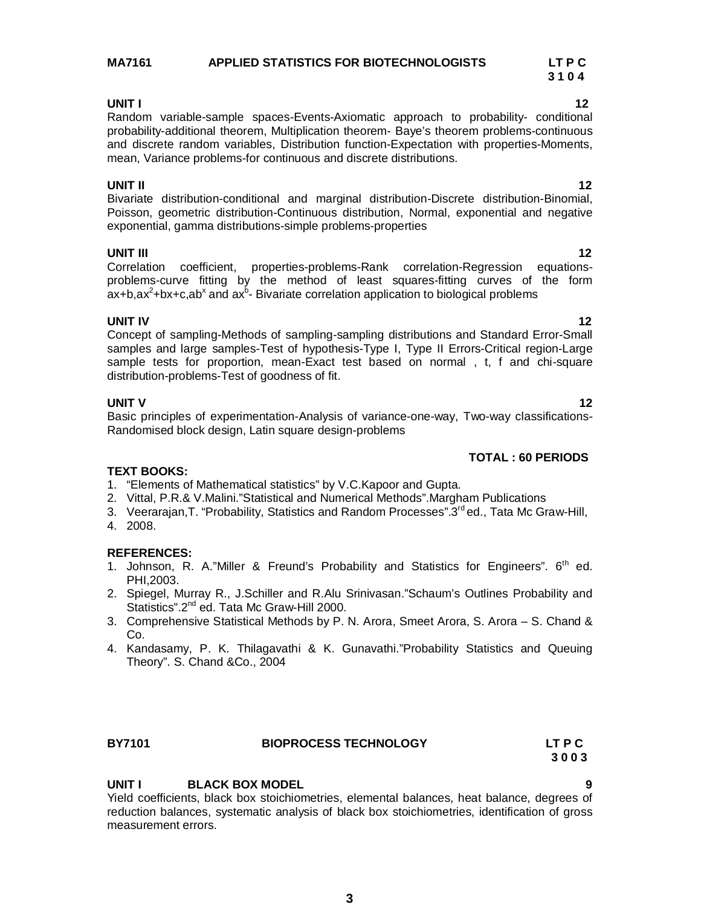**MA7161 APPLIED STATISTICS FOR BIOTECHNOLOGISTS** **LT P C 3 1 0 4**

**UNIT I** **12**

Random variable-sample spaces-Events-Axiomatic approach to probability- conditional probability-additional theorem, Multiplication theorem- Baye's theorem problems-continuous and discrete random variables, Distribution function-Expectation with properties-Moments, mean, Variance problems-for continuous and discrete distributions.

**UNIT II** **12**

Bivariate distribution-conditional and marginal distribution-Discrete distribution-Binomial, Poisson, geometric distribution-Continuous distribution, Normal, exponential and negative exponential, gamma distributions-simple problems-properties

**UNIT III** **12**

Correlation coefficient, properties-problems-Rank correlation-Regression equations-problems-curve fitting by the method of least squares-fitting curves of the form $ax+b$, $ax^2+bx+c$, $ab^x$ and $ax^b$- Bivariate correlation application to biological problems

**UNIT IV** **12**

Concept of sampling-Methods of sampling-sampling distributions and Standard Error-Small samples and large samples-Test of hypothesis-Type I, Type II Errors-Critical region-Large sample tests for proportion, mean-Exact test based on normal , t, f and chi-square distribution-problems-Test of goodness of fit.

**UNIT V** **12**

Basic principles of experimentation-Analysis of variance-one-way, Two-way classifications-Randomised block design, Latin square design-problems

**TOTAL : 60 PERIODS**

**TEXT BOOKS:**

1. "Elements of Mathematical statistics" by V.C.Kapoor and Gupta.
2. Vittal, P.R.& V.Malini."Statistical and Numerical Methods".Margham Publications
3. Veerarajan,T. "Probability, Statistics and Random Processes".3rd ed., Tata Mc Graw-Hill,
4. 2008.

**REFERENCES:**

1. Johnson, R. A."Miller & Freund's Probability and Statistics for Engineers". 6th ed. PHI,2003.
2. Spiegel, Murray R., J.Schiller and R.Alu Srinivasan."Schaum's Outlines Probability and Statistics".2nd ed. Tata Mc Graw-Hill 2000.
3. Comprehensive Statistical Methods by P. N. Arora, Smeet Arora, S. Arora – S. Chand & Co.
4. Kandasamy, P. K. Thilagavathi & K. Gunavathi."Probability Statistics and Queuing Theory". S. Chand &Co., 2004

**BY7101 BIOPROCESS TECHNOLOGY** **LT P C 3 0 0 3**

**UNIT I BLACK BOX MODEL** **9**

Yield coefficients, black box stoichiometries, elemental balances, heat balance, degrees of reduction balances, systematic analysis of black box stoichiometries, identification of gross measurement errors.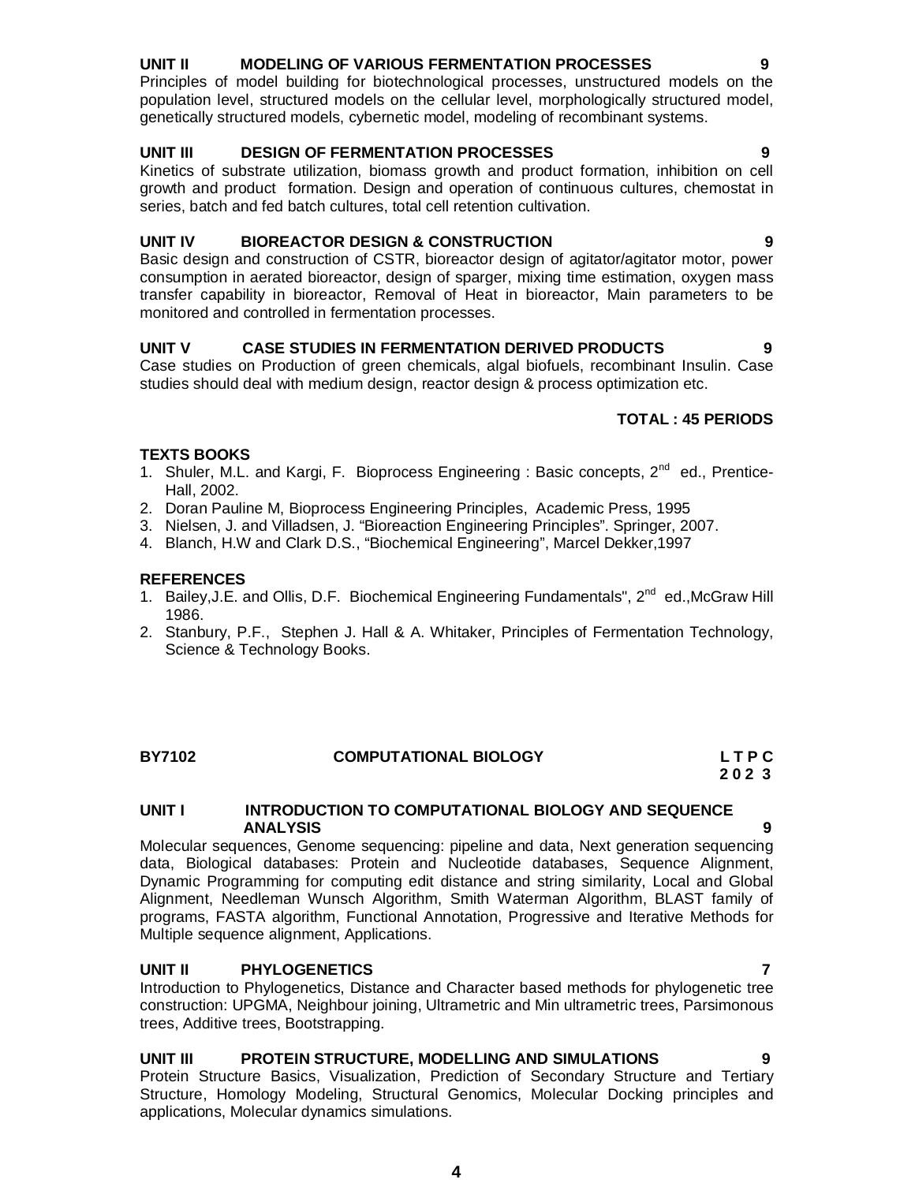**UNIT II MODELING OF VARIOUS FERMENTATION PROCESSES 9**

Principles of model building for biotechnological processes, unstructured models on the population level, structured models on the cellular level, morphologically structured model, genetically structured models, cybernetic model, modeling of recombinant systems.

**UNIT III DESIGN OF FERMENTATION PROCESSES 9**

Kinetics of substrate utilization, biomass growth and product formation, inhibition on cell growth and product formation. Design and operation of continuous cultures, chemostat in series, batch and fed batch cultures, total cell retention cultivation.

**UNIT IV BIOREACTOR DESIGN & CONSTRUCTION 9**

Basic design and construction of CSTR, bioreactor design of agitator/agitator motor, power consumption in aerated bioreactor, design of sparger, mixing time estimation, oxygen mass transfer capability in bioreactor, Removal of Heat in bioreactor, Main parameters to be monitored and controlled in fermentation processes.

**UNIT V CASE STUDIES IN FERMENTATION DERIVED PRODUCTS 9**

Case studies on Production of green chemicals, algal biofuels, recombinant Insulin. Case studies should deal with medium design, reactor design & process optimization etc.

**TOTAL : 45 PERIODS**

**TEXTS BOOKS**

1. Shuler, M.L. and Kargi, F. Bioprocess Engineering : Basic concepts, 2nd ed., Prentice-Hall, 2002.
2. Doran Pauline M, Bioprocess Engineering Principles, Academic Press, 1995
3. Nielsen, J. and Villadsen, J. "Bioreaction Engineering Principles". Springer, 2007.
4. Blanch, H.W and Clark D.S., "Biochemical Engineering", Marcel Dekker,1997

**REFERENCES**

1. Bailey,J.E. and Ollis, D.F. Biochemical Engineering Fundamentals", 2nd ed.,McGraw Hill 1986.
2. Stanbury, P.F., Stephen J. Hall & A. Whitaker, Principles of Fermentation Technology, Science & Technology Books.

## BY7102 COMPUTATIONAL BIOLOGY

| L | T | P | C |
|---|---|---|---|
| 2 | 0 | 2 | 3 |

**UNIT I INTRODUCTION TO COMPUTATIONAL BIOLOGY AND SEQUENCE ANALYSIS 9**

Molecular sequences, Genome sequencing: pipeline and data, Next generation sequencing data, Biological databases: Protein and Nucleotide databases, Sequence Alignment, Dynamic Programming for computing edit distance and string similarity, Local and Global Alignment, Needleman Wunsch Algorithm, Smith Waterman Algorithm, BLAST family of programs, FASTA algorithm, Functional Annotation, Progressive and Iterative Methods for Multiple sequence alignment, Applications.

**UNIT II PHYLOGENETICS 7**

Introduction to Phylogenetics, Distance and Character based methods for phylogenetic tree construction: UPGMA, Neighbour joining, Ultrametric and Min ultrametric trees, Parsimonous trees, Additive trees, Bootstrapping.

**UNIT III PROTEIN STRUCTURE, MODELLING AND SIMULATIONS 9**

Protein Structure Basics, Visualization, Prediction of Secondary Structure and Tertiary Structure, Homology Modeling, Structural Genomics, Molecular Docking principles and applications, Molecular dynamics simulations.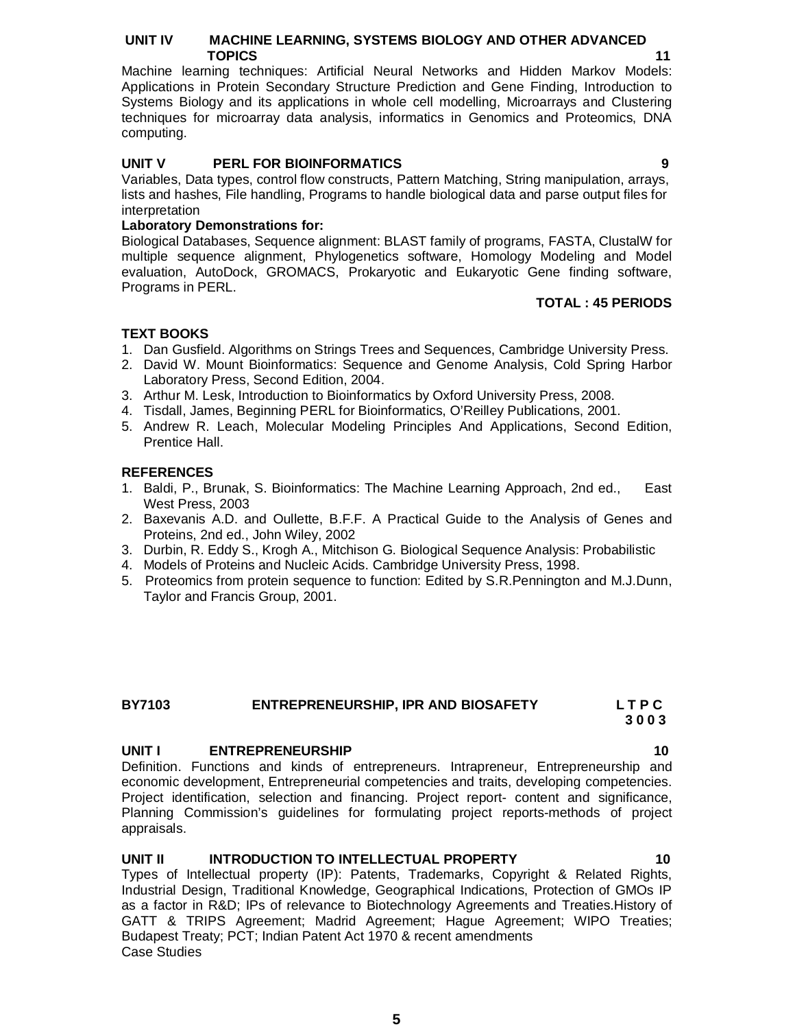### UNIT IV MACHINE LEARNING, SYSTEMS BIOLOGY AND OTHER ADVANCED TOPICS 11

Machine learning techniques: Artificial Neural Networks and Hidden Markov Models: Applications in Protein Secondary Structure Prediction and Gene Finding, Introduction to Systems Biology and its applications in whole cell modelling, Microarrays and Clustering techniques for microarray data analysis, informatics in Genomics and Proteomics, DNA computing.

### UNIT V PERL FOR BIOINFORMATICS 9

Variables, Data types, control flow constructs, Pattern Matching, String manipulation, arrays, lists and hashes, File handling, Programs to handle biological data and parse output files for interpretation

**Laboratory Demonstrations for:**

Biological Databases, Sequence alignment: BLAST family of programs, FASTA, ClustalW for multiple sequence alignment, Phylogenetics software, Homology Modeling and Model evaluation, AutoDock, GROMACS, Prokaryotic and Eukaryotic Gene finding software, Programs in PERL.

**TOTAL : 45 PERIODS**

**TEXT BOOKS**

1. Dan Gusfield. Algorithms on Strings Trees and Sequences, Cambridge University Press.
2. David W. Mount Bioinformatics: Sequence and Genome Analysis, Cold Spring Harbor Laboratory Press, Second Edition, 2004.
3. Arthur M. Lesk, Introduction to Bioinformatics by Oxford University Press, 2008.
4. Tisdall, James, Beginning PERL for Bioinformatics, O'Reilley Publications, 2001.
5. Andrew R. Leach, Molecular Modeling Principles And Applications, Second Edition, Prentice Hall.

**REFERENCES**

1. Baldi, P., Brunak, S. Bioinformatics: The Machine Learning Approach, 2nd ed., East West Press, 2003
2. Baxevanis A.D. and Oullette, B.F.F. A Practical Guide to the Analysis of Genes and Proteins, 2nd ed., John Wiley, 2002
3. Durbin, R. Eddy S., Krogh A., Mitchison G. Biological Sequence Analysis: Probabilistic
4. Models of Proteins and Nucleic Acids. Cambridge University Press, 1998.
5. Proteomics from protein sequence to function: Edited by S.R.Pennington and M.J.Dunn, Taylor and Francis Group, 2001.

## BY7103 ENTREPRENEURSHIP, IPR AND BIOSAFETY

L T P C
3 0 0 3

### UNIT I ENTREPRENEURSHIP 10

Definition. Functions and kinds of entrepreneurs. Intrapreneur, Entrepreneurship and economic development, Entrepreneurial competencies and traits, developing competencies. Project identification, selection and financing. Project report- content and significance, Planning Commission's guidelines for formulating project reports-methods of project appraisals.

### UNIT II INTRODUCTION TO INTELLECTUAL PROPERTY 10

Types of Intellectual property (IP): Patents, Trademarks, Copyright & Related Rights, Industrial Design, Traditional Knowledge, Geographical Indications, Protection of GMOs IP as a factor in R&D; IPs of relevance to Biotechnology Agreements and Treaties.History of GATT & TRIPS Agreement; Madrid Agreement; Hague Agreement; WIPO Treaties; Budapest Treaty; PCT; Indian Patent Act 1970 & recent amendments
Case Studies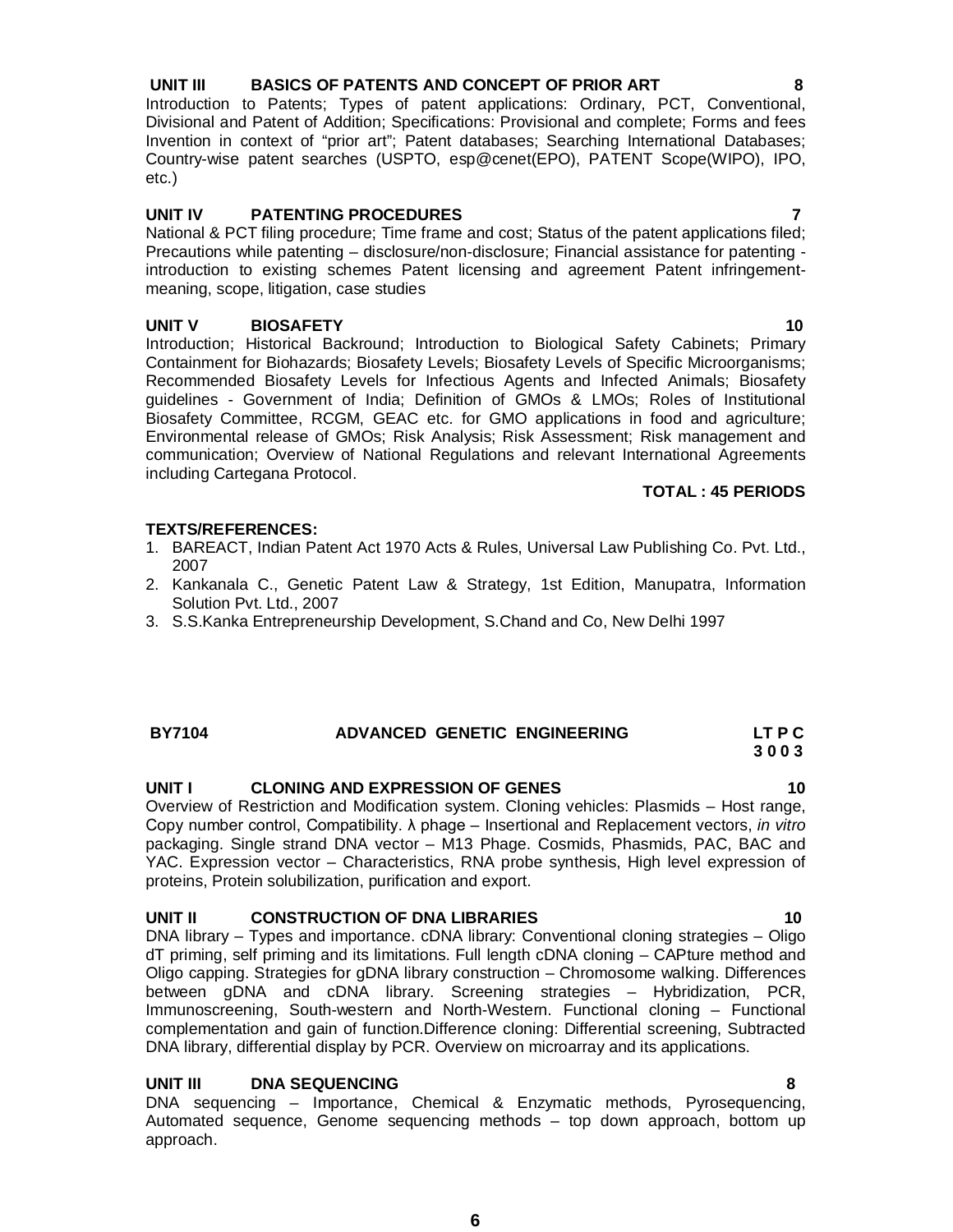### UNIT III BASICS OF PATENTS AND CONCEPT OF PRIOR ART 8

Introduction to Patents; Types of patent applications: Ordinary, PCT, Conventional, Divisional and Patent of Addition; Specifications: Provisional and complete; Forms and fees Invention in context of "prior art"; Patent databases; Searching International Databases; Country-wise patent searches (USPTO, esp@cenet(EPO), PATENT Scope(WIPO), IPO, etc.)

### UNIT IV PATENTING PROCEDURES 7

National & PCT filing procedure; Time frame and cost; Status of the patent applications filed; Precautions while patenting – disclosure/non-disclosure; Financial assistance for patenting - introduction to existing schemes Patent licensing and agreement Patent infringement- meaning, scope, litigation, case studies

### UNIT V BIOSAFETY 10

Introduction; Historical Backround; Introduction to Biological Safety Cabinets; Primary Containment for Biohazards; Biosafety Levels; Biosafety Levels of Specific Microorganisms; Recommended Biosafety Levels for Infectious Agents and Infected Animals; Biosafety guidelines - Government of India; Definition of GMOs & LMOs; Roles of Institutional Biosafety Committee, RCGM, GEAC etc. for GMO applications in food and agriculture; Environmental release of GMOs; Risk Analysis; Risk Assessment; Risk management and communication; Overview of National Regulations and relevant International Agreements including Cartegana Protocol.

**TOTAL : 45 PERIODS**

**TEXTS/REFERENCES:**

1. BAREACT, Indian Patent Act 1970 Acts & Rules, Universal Law Publishing Co. Pvt. Ltd., 2007
2. Kankanala C., Genetic Patent Law & Strategy, 1st Edition, Manupatra, Information Solution Pvt. Ltd., 2007
3. S.S.Kanka Entrepreneurship Development, S.Chand and Co, New Delhi 1997

## BY7104 ADVANCED GENETIC ENGINEERING

**L T P C**
**3 0 0 3**

### UNIT I CLONING AND EXPRESSION OF GENES 10

Overview of Restriction and Modification system. Cloning vehicles: Plasmids – Host range, Copy number control, Compatibility. λ phage – Insertional and Replacement vectors, *in vitro* packaging. Single strand DNA vector – M13 Phage. Cosmids, Phasmids, PAC, BAC and YAC. Expression vector – Characteristics, RNA probe synthesis, High level expression of proteins, Protein solubilization, purification and export.

### UNIT II CONSTRUCTION OF DNA LIBRARIES 10

DNA library – Types and importance. cDNA library: Conventional cloning strategies – Oligo dT priming, self priming and its limitations. Full length cDNA cloning – CAPture method and Oligo capping. Strategies for gDNA library construction – Chromosome walking. Differences between gDNA and cDNA library. Screening strategies – Hybridization, PCR, Immunoscreening, South-western and North-Western. Functional cloning – Functional complementation and gain of function.Difference cloning: Differential screening, Subtracted DNA library, differential display by PCR. Overview on microarray and its applications.

### UNIT III DNA SEQUENCING 8

DNA sequencing – Importance, Chemical & Enzymatic methods, Pyrosequencing, Automated sequence, Genome sequencing methods – top down approach, bottom up approach.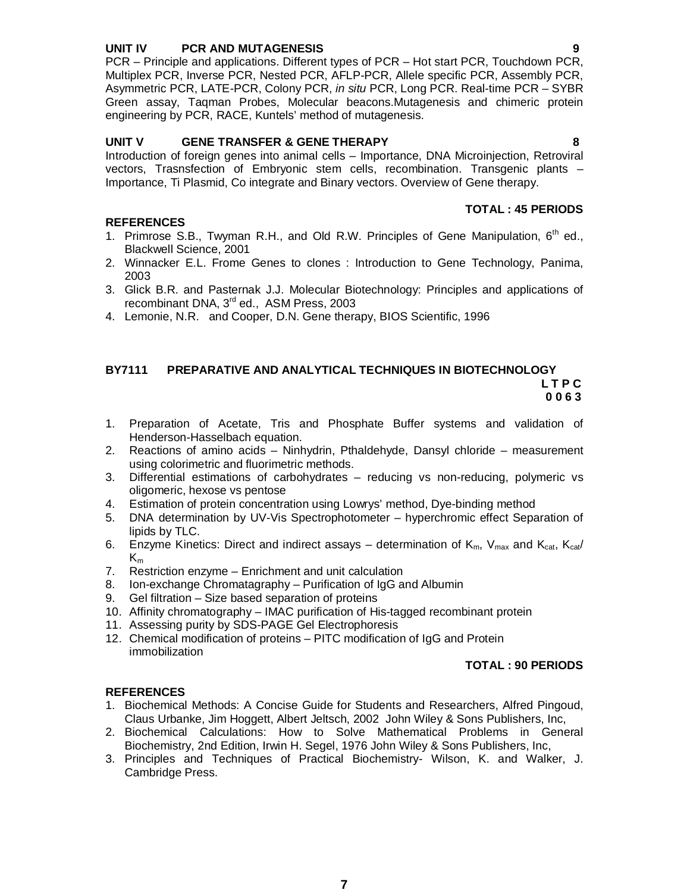**UNIT IV PCR AND MUTAGENESIS 9**

PCR – Principle and applications. Different types of PCR – Hot start PCR, Touchdown PCR, Multiplex PCR, Inverse PCR, Nested PCR, AFLP-PCR, Allele specific PCR, Assembly PCR, Asymmetric PCR, LATE-PCR, Colony PCR, *in situ* PCR, Long PCR. Real-time PCR – SYBR Green assay, Taqman Probes, Molecular beacons.Mutagenesis and chimeric protein engineering by PCR, RACE, Kuntels' method of mutagenesis.

**UNIT V GENE TRANSFER & GENE THERAPY 8**

Introduction of foreign genes into animal cells – Importance, DNA Microinjection, Retroviral vectors, Trasnsfection of Embryonic stem cells, recombination. Transgenic plants – Importance, Ti Plasmid, Co integrate and Binary vectors. Overview of Gene therapy.

**TOTAL : 45 PERIODS**

**REFERENCES**

1. Primrose S.B., Twyman R.H., and Old R.W. Principles of Gene Manipulation, 6th ed., Blackwell Science, 2001
2. Winnacker E.L. Frome Genes to clones : Introduction to Gene Technology, Panima, 2003
3. Glick B.R. and Pasternak J.J. Molecular Biotechnology: Principles and applications of recombinant DNA, 3rd ed., ASM Press, 2003
4. Lemonie, N.R. and Cooper, D.N. Gene therapy, BIOS Scientific, 1996

## BY7111 PREPARATIVE AND ANALYTICAL TECHNIQUES IN BIOTECHNOLOGY

**L T P C**
**0 0 6 3**

1. Preparation of Acetate, Tris and Phosphate Buffer systems and validation of Henderson-Hasselbach equation.
2. Reactions of amino acids – Ninhydrin, Pthaldehyde, Dansyl chloride – measurement using colorimetric and fluorimetric methods.
3. Differential estimations of carbohydrates – reducing vs non-reducing, polymeric vs oligomeric, hexose vs pentose
4. Estimation of protein concentration using Lowrys' method, Dye-binding method
5. DNA determination by UV-Vis Spectrophotometer – hyperchromic effect Separation of lipids by TLC.
6. Enzyme Kinetics: Direct and indirect assays – determination of $K_m$, $V_{max}$ and $K_{cat}$, $K_{cat}/K_m$
7. Restriction enzyme – Enrichment and unit calculation
8. Ion-exchange Chromatagraphy – Purification of IgG and Albumin
9. Gel filtration – Size based separation of proteins
10. Affinity chromatography – IMAC purification of His-tagged recombinant protein
11. Assessing purity by SDS-PAGE Gel Electrophoresis
12. Chemical modification of proteins – PITC modification of IgG and Protein immobilization

**TOTAL : 90 PERIODS**

**REFERENCES**

1. Biochemical Methods: A Concise Guide for Students and Researchers, Alfred Pingoud, Claus Urbanke, Jim Hoggett, Albert Jeltsch, 2002 John Wiley & Sons Publishers, Inc,
2. Biochemical Calculations: How to Solve Mathematical Problems in General Biochemistry, 2nd Edition, Irwin H. Segel, 1976 John Wiley & Sons Publishers, Inc,
3. Principles and Techniques of Practical Biochemistry- Wilson, K. and Walker, J. Cambridge Press.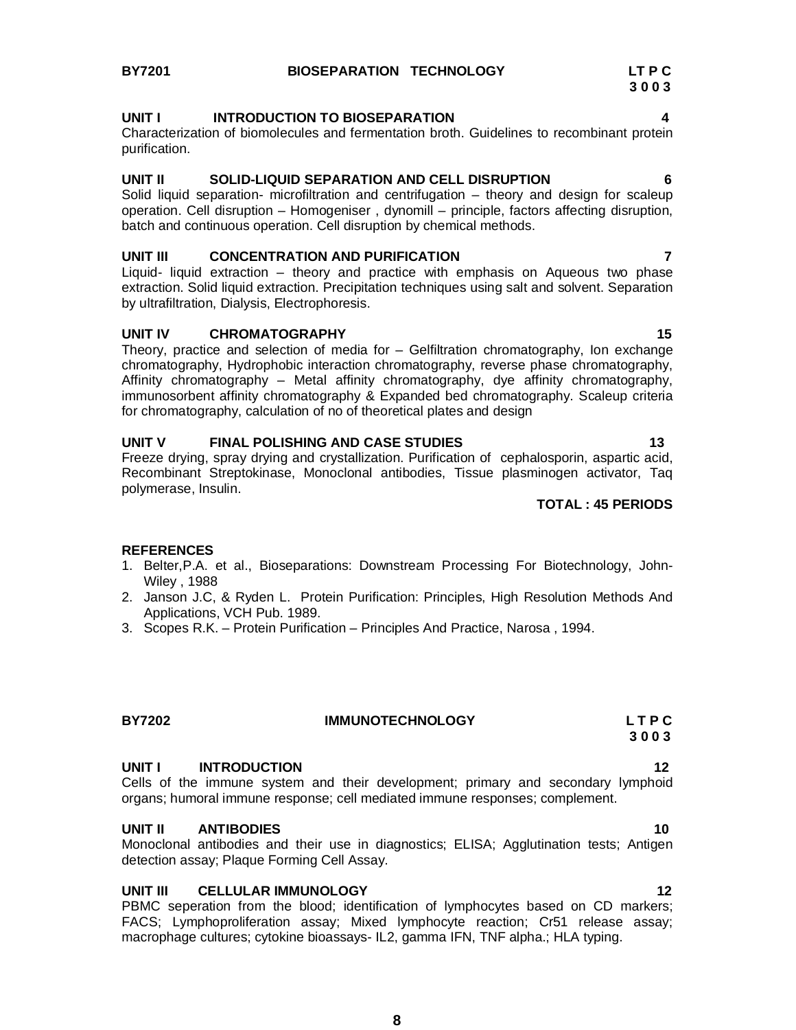**BY7201 BIOSEPARATION TECHNOLOGY**

**L T P C**
**3 0 0 3**

**UNIT I INTRODUCTION TO BIOSEPARATION 4**

Characterization of biomolecules and fermentation broth. Guidelines to recombinant protein purification.

**UNIT II SOLID-LIQUID SEPARATION AND CELL DISRUPTION 6**

Solid liquid separation- microfiltration and centrifugation – theory and design for scaleup operation. Cell disruption – Homogeniser , dynomill – principle, factors affecting disruption, batch and continuous operation. Cell disruption by chemical methods.

**UNIT III CONCENTRATION AND PURIFICATION 7**

Liquid- liquid extraction – theory and practice with emphasis on Aqueous two phase extraction. Solid liquid extraction. Precipitation techniques using salt and solvent. Separation by ultrafiltration, Dialysis, Electrophoresis.

**UNIT IV CHROMATOGRAPHY 15**

Theory, practice and selection of media for – Gelfiltration chromatography, Ion exchange chromatography, Hydrophobic interaction chromatography, reverse phase chromatography, Affinity chromatography – Metal affinity chromatography, dye affinity chromatography, immunosorbent affinity chromatography & Expanded bed chromatography. Scaleup criteria for chromatography, calculation of no of theoretical plates and design

**UNIT V FINAL POLISHING AND CASE STUDIES 13**

Freeze drying, spray drying and crystallization. Purification of cephalosporin, aspartic acid, Recombinant Streptokinase, Monoclonal antibodies, Tissue plasminogen activator, Taq polymerase, Insulin.

**TOTAL : 45 PERIODS**

**REFERENCES**

1. Belter,P.A. et al., Bioseparations: Downstream Processing For Biotechnology, John-Wiley , 1988
2. Janson J.C, & Ryden L. Protein Purification: Principles, High Resolution Methods And Applications, VCH Pub. 1989.
3. Scopes R.K. – Protein Purification – Principles And Practice, Narosa , 1994.

**BY7202 IMMUNOTECHNOLOGY**

**L T P C**
**3 0 0 3**

**UNIT I INTRODUCTION 12**

Cells of the immune system and their development; primary and secondary lymphoid organs; humoral immune response; cell mediated immune responses; complement.

**UNIT II ANTIBODIES 10**

Monoclonal antibodies and their use in diagnostics; ELISA; Agglutination tests; Antigen detection assay; Plaque Forming Cell Assay.

**UNIT III CELLULAR IMMUNOLOGY 12**

PBMC seperation from the blood; identification of lymphocytes based on CD markers; FACS; Lymphoproliferation assay; Mixed lymphocyte reaction; Cr51 release assay; macrophage cultures; cytokine bioassays- IL2, gamma IFN, TNF alpha.; HLA typing.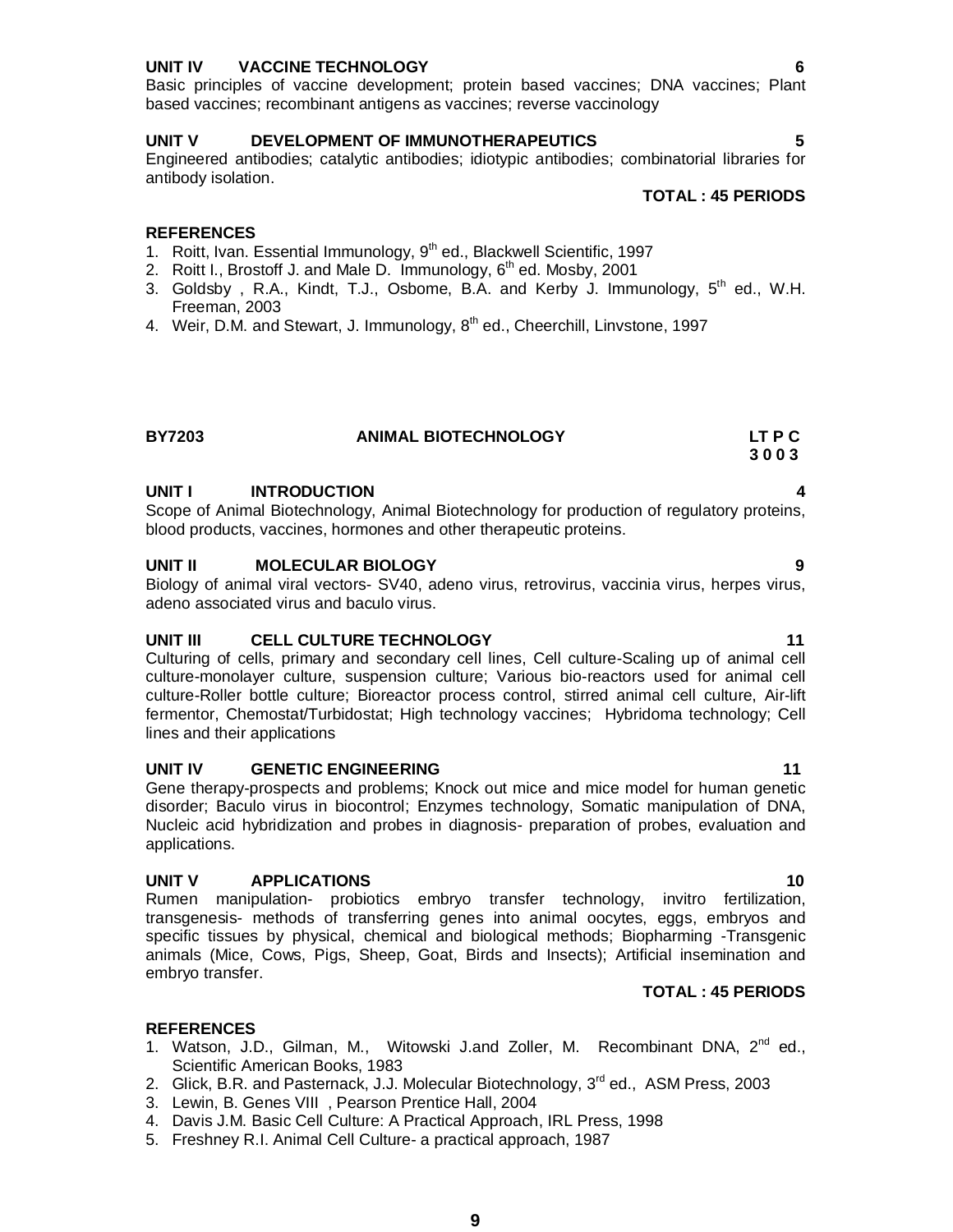### UNIT IV VACCINE TECHNOLOGY 6

Basic principles of vaccine development; protein based vaccines; DNA vaccines; Plant based vaccines; recombinant antigens as vaccines; reverse vaccinology

### UNIT V DEVELOPMENT OF IMMUNOTHERAPEUTICS 5

Engineered antibodies; catalytic antibodies; idiotypic antibodies; combinatorial libraries for antibody isolation.

**TOTAL : 45 PERIODS**

### REFERENCES

1. Roitt, Ivan. Essential Immunology, 9th ed., Blackwell Scientific, 1997
2. Roitt I., Brostoff J. and Male D. Immunology, 6th ed. Mosby, 2001
3. Goldsby , R.A., Kindt, T.J., Osbome, B.A. and Kerby J. Immunology, 5th ed., W.H. Freeman, 2003
4. Weir, D.M. and Stewart, J. Immunology, 8th ed., Cheerchill, Linvstone, 1997

## BY7203 ANIMAL BIOTECHNOLOGY

| LT P C |
| --- |
| 3 0 0 3 |

### UNIT I INTRODUCTION 4

Scope of Animal Biotechnology, Animal Biotechnology for production of regulatory proteins, blood products, vaccines, hormones and other therapeutic proteins.

### UNIT II MOLECULAR BIOLOGY 9

Biology of animal viral vectors- SV40, adeno virus, retrovirus, vaccinia virus, herpes virus, adeno associated virus and baculo virus.

### UNIT III CELL CULTURE TECHNOLOGY 11

Culturing of cells, primary and secondary cell lines, Cell culture-Scaling up of animal cell culture-monolayer culture, suspension culture; Various bio-reactors used for animal cell culture-Roller bottle culture; Bioreactor process control, stirred animal cell culture, Air-lift fermentor, Chemostat/Turbidostat; High technology vaccines; Hybridoma technology; Cell lines and their applications

### UNIT IV GENETIC ENGINEERING 11

Gene therapy-prospects and problems; Knock out mice and mice model for human genetic disorder; Baculo virus in biocontrol; Enzymes technology, Somatic manipulation of DNA, Nucleic acid hybridization and probes in diagnosis- preparation of probes, evaluation and applications.

### UNIT V APPLICATIONS 10

Rumen manipulation- probiotics embryo transfer technology, invitro fertilization, transgenesis- methods of transferring genes into animal oocytes, eggs, embryos and specific tissues by physical, chemical and biological methods; Biopharming -Transgenic animals (Mice, Cows, Pigs, Sheep, Goat, Birds and Insects); Artificial insemination and embryo transfer.

**TOTAL : 45 PERIODS**

### REFERENCES

1. Watson, J.D., Gilman, M., Witowski J.and Zoller, M. Recombinant DNA, 2nd ed., Scientific American Books, 1983
2. Glick, B.R. and Pasternack, J.J. Molecular Biotechnology, 3rd ed., ASM Press, 2003
3. Lewin, B. Genes VIII , Pearson Prentice Hall, 2004
4. Davis J.M. Basic Cell Culture: A Practical Approach, IRL Press, 1998
5. Freshney R.I. Animal Cell Culture- a practical approach, 1987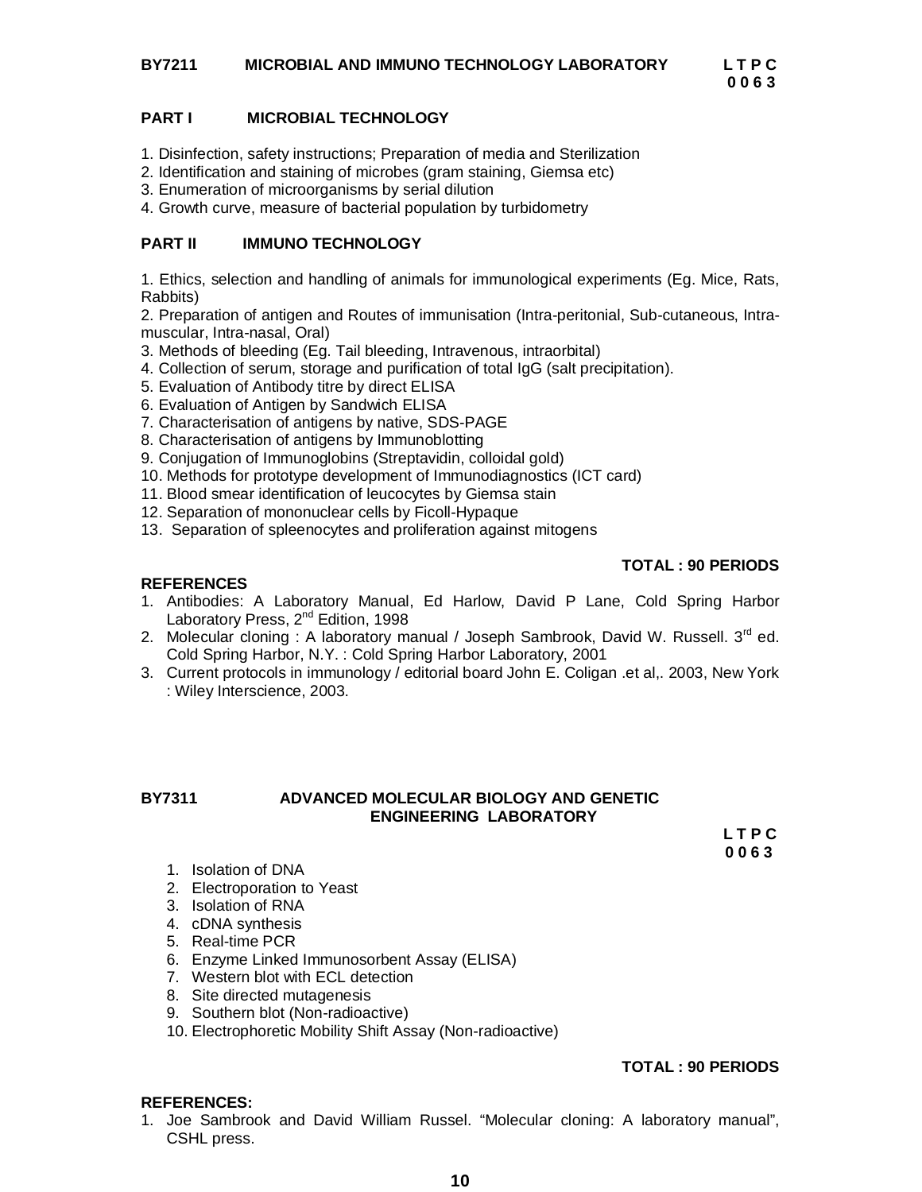## BY7211 MICROBIAL AND IMMUNO TECHNOLOGY LABORATORY

**L T P C**
**0 0 6 3**

### PART I MICROBIAL TECHNOLOGY

1. Disinfection, safety instructions; Preparation of media and Sterilization
2. Identification and staining of microbes (gram staining, Giemsa etc)
3. Enumeration of microorganisms by serial dilution
4. Growth curve, measure of bacterial population by turbidometry

### PART II IMMUNO TECHNOLOGY

1. Ethics, selection and handling of animals for immunological experiments (Eg. Mice, Rats, Rabbits)
2. Preparation of antigen and Routes of immunisation (Intra-peritonial, Sub-cutaneous, Intra-muscular, Intra-nasal, Oral)
3. Methods of bleeding (Eg. Tail bleeding, Intravenous, intraorbital)
4. Collection of serum, storage and purification of total IgG (salt precipitation).
5. Evaluation of Antibody titre by direct ELISA
6. Evaluation of Antigen by Sandwich ELISA
7. Characterisation of antigens by native, SDS-PAGE
8. Characterisation of antigens by Immunoblotting
9. Conjugation of Immunoglobins (Streptavidin, colloidal gold)
10. Methods for prototype development of Immunodiagnostics (ICT card)
11. Blood smear identification of leucocytes by Giemsa stain
12. Separation of mononuclear cells by Ficoll-Hypaque
13. Separation of spleenocytes and proliferation against mitogens

**TOTAL : 90 PERIODS**

**REFERENCES**

1. Antibodies: A Laboratory Manual, Ed Harlow, David P Lane, Cold Spring Harbor Laboratory Press, 2nd Edition, 1998
2. Molecular cloning : A laboratory manual / Joseph Sambrook, David W. Russell. 3rd ed. Cold Spring Harbor, N.Y. : Cold Spring Harbor Laboratory, 2001
3. Current protocols in immunology / editorial board John E. Coligan .et al,. 2003, New York : Wiley Interscience, 2003.

## BY7311 ADVANCED MOLECULAR BIOLOGY AND GENETIC ENGINEERING LABORATORY

**L T P C**
**0 0 6 3**

1. Isolation of DNA
2. Electroporation to Yeast
3. Isolation of RNA
4. cDNA synthesis
5. Real-time PCR
6. Enzyme Linked Immunosorbent Assay (ELISA)
7. Western blot with ECL detection
8. Site directed mutagenesis
9. Southern blot (Non-radioactive)
10. Electrophoretic Mobility Shift Assay (Non-radioactive)

**TOTAL : 90 PERIODS**

**REFERENCES:**

1. Joe Sambrook and David William Russel. "Molecular cloning: A laboratory manual", CSHL press.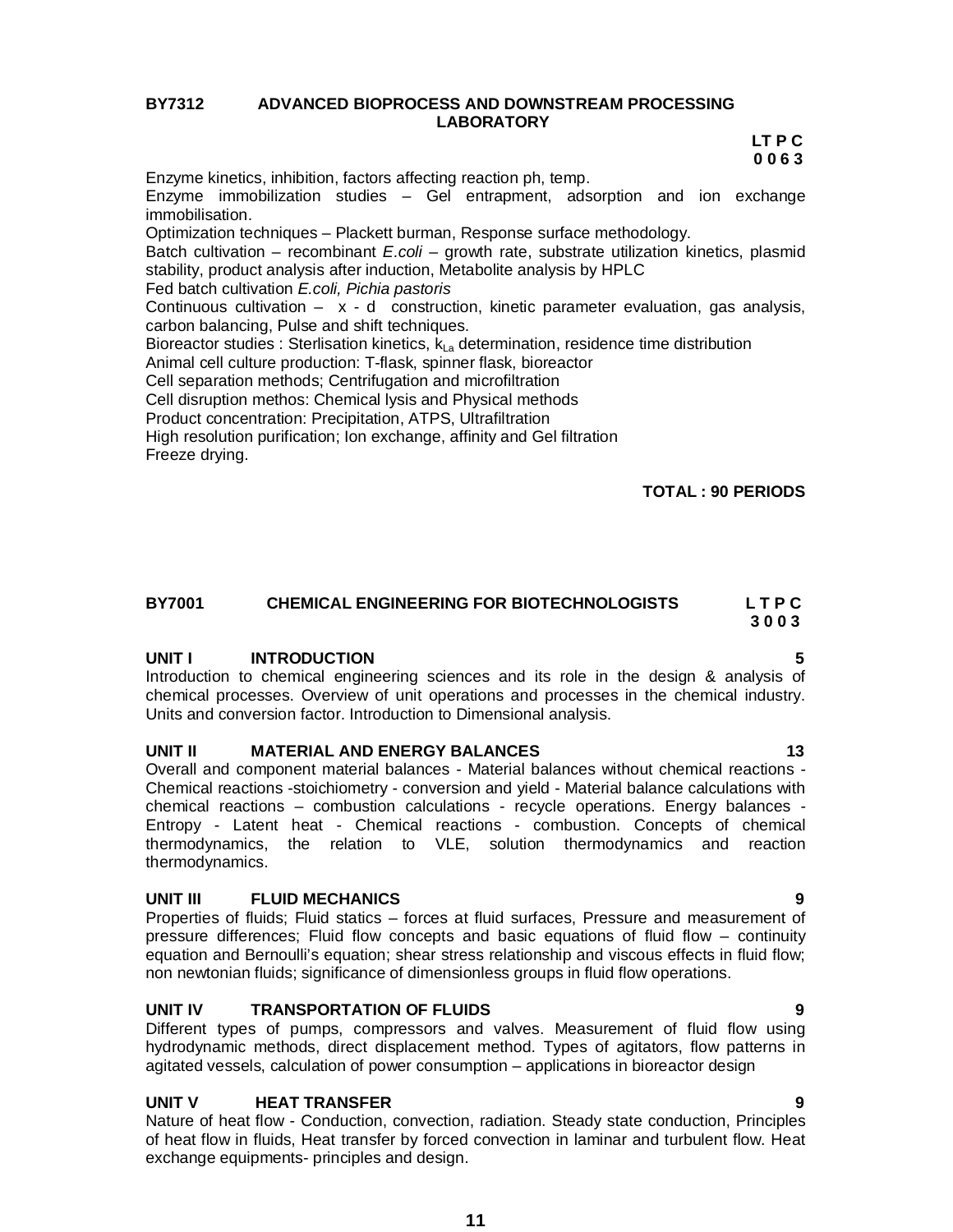**BY7312 ADVANCED BIOPROCESS AND DOWNSTREAM PROCESSING LABORATORY**

**L T P C**
**0 0 6 3**

Enzyme kinetics, inhibition, factors affecting reaction ph, temp.
Enzyme immobilization studies – Gel entrapment, adsorption and ion exchange immobilisation.
Optimization techniques – Plackett burman, Response surface methodology.
Batch cultivation – recombinant *E.coli* – growth rate, substrate utilization kinetics, plasmid stability, product analysis after induction, Metabolite analysis by HPLC
Fed batch cultivation *E.coli, Pichia pastoris*
Continuous cultivation – x - d construction, kinetic parameter evaluation, gas analysis, carbon balancing, Pulse and shift techniques.
Bioreactor studies : Sterlisation kinetics, $k_{La}$ determination, residence time distribution
Animal cell culture production: T-flask, spinner flask, bioreactor
Cell separation methods; Centrifugation and microfiltration
Cell disruption methos: Chemical lysis and Physical methods
Product concentration: Precipitation, ATPS, Ultrafiltration
High resolution purification; Ion exchange, affinity and Gel filtration
Freeze drying.

**TOTAL : 90 PERIODS**

**BY7001 CHEMICAL ENGINEERING FOR BIOTECHNOLOGISTS**

**L T P C**
**3 0 0 3**

**UNIT I INTRODUCTION 5**

Introduction to chemical engineering sciences and its role in the design & analysis of chemical processes. Overview of unit operations and processes in the chemical industry. Units and conversion factor. Introduction to Dimensional analysis.

**UNIT II MATERIAL AND ENERGY BALANCES 13**

Overall and component material balances - Material balances without chemical reactions - Chemical reactions -stoichiometry - conversion and yield - Material balance calculations with chemical reactions – combustion calculations - recycle operations. Energy balances - Entropy - Latent heat - Chemical reactions - combustion. Concepts of chemical thermodynamics, the relation to VLE, solution thermodynamics and reaction thermodynamics.

**UNIT III FLUID MECHANICS 9**

Properties of fluids; Fluid statics – forces at fluid surfaces, Pressure and measurement of pressure differences; Fluid flow concepts and basic equations of fluid flow – continuity equation and Bernoulli's equation; shear stress relationship and viscous effects in fluid flow; non newtonian fluids; significance of dimensionless groups in fluid flow operations.

**UNIT IV TRANSPORTATION OF FLUIDS 9**

Different types of pumps, compressors and valves. Measurement of fluid flow using hydrodynamic methods, direct displacement method. Types of agitators, flow patterns in agitated vessels, calculation of power consumption – applications in bioreactor design

**UNIT V HEAT TRANSFER 9**

Nature of heat flow - Conduction, convection, radiation. Steady state conduction, Principles of heat flow in fluids, Heat transfer by forced convection in laminar and turbulent flow. Heat exchange equipments- principles and design.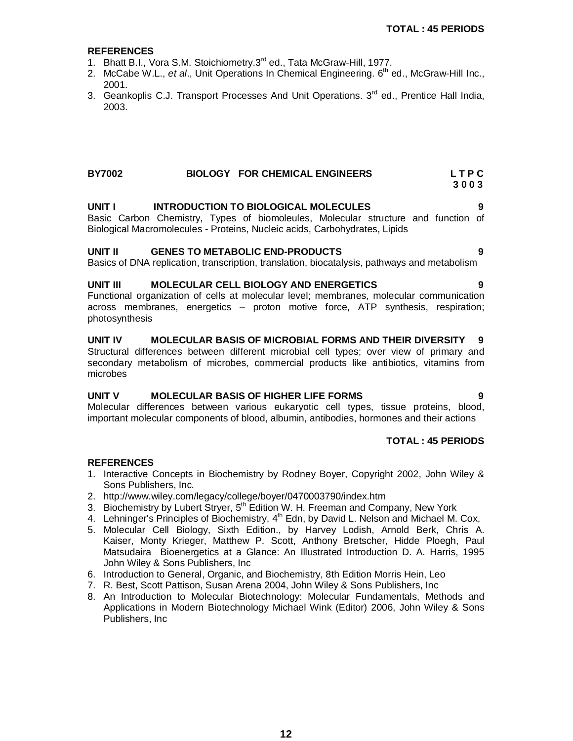**TOTAL : 45 PERIODS**

**REFERENCES**

1. Bhatt B.I., Vora S.M. Stoichiometry.3rd ed., Tata McGraw-Hill, 1977.
2. McCabe W.L., *et al*., Unit Operations In Chemical Engineering. 6th ed., McGraw-Hill Inc., 2001.
3. Geankoplis C.J. Transport Processes And Unit Operations. 3rd ed., Prentice Hall India, 2003.

## BY7002 BIOLOGY FOR CHEMICAL ENGINEERS

**L T P C**
**3 0 0 3**

### UNIT I INTRODUCTION TO BIOLOGICAL MOLECULES 9

Basic Carbon Chemistry, Types of biomoleules, Molecular structure and function of Biological Macromolecules - Proteins, Nucleic acids, Carbohydrates, Lipids

### UNIT II GENES TO METABOLIC END-PRODUCTS 9

Basics of DNA replication, transcription, translation, biocatalysis, pathways and metabolism

### UNIT III MOLECULAR CELL BIOLOGY AND ENERGETICS 9

Functional organization of cells at molecular level; membranes, molecular communication across membranes, energetics – proton motive force, ATP synthesis, respiration; photosynthesis

### UNIT IV MOLECULAR BASIS OF MICROBIAL FORMS AND THEIR DIVERSITY 9

Structural differences between different microbial cell types; over view of primary and secondary metabolism of microbes, commercial products like antibiotics, vitamins from microbes

### UNIT V MOLECULAR BASIS OF HIGHER LIFE FORMS 9

Molecular differences between various eukaryotic cell types, tissue proteins, blood, important molecular components of blood, albumin, antibodies, hormones and their actions

**TOTAL : 45 PERIODS**

**REFERENCES**

1. Interactive Concepts in Biochemistry by Rodney Boyer, Copyright 2002, John Wiley & Sons Publishers, Inc.
2. http://www.wiley.com/legacy/college/boyer/0470003790/index.htm
3. Biochemistry by Lubert Stryer, 5th Edition W. H. Freeman and Company, New York
4. Lehninger's Principles of Biochemistry, 4th Edn, by David L. Nelson and Michael M. Cox,
5. Molecular Cell Biology, Sixth Edition., by Harvey Lodish, Arnold Berk, Chris A. Kaiser, Monty Krieger, Matthew P. Scott, Anthony Bretscher, Hidde Ploegh, Paul Matsudaira Bioenergetics at a Glance: An Illustrated Introduction D. A. Harris, 1995 John Wiley & Sons Publishers, Inc
6. Introduction to General, Organic, and Biochemistry, 8th Edition Morris Hein, Leo
7. R. Best, Scott Pattison, Susan Arena 2004, John Wiley & Sons Publishers, Inc
8. An Introduction to Molecular Biotechnology: Molecular Fundamentals, Methods and Applications in Modern Biotechnology Michael Wink (Editor) 2006, John Wiley & Sons Publishers, Inc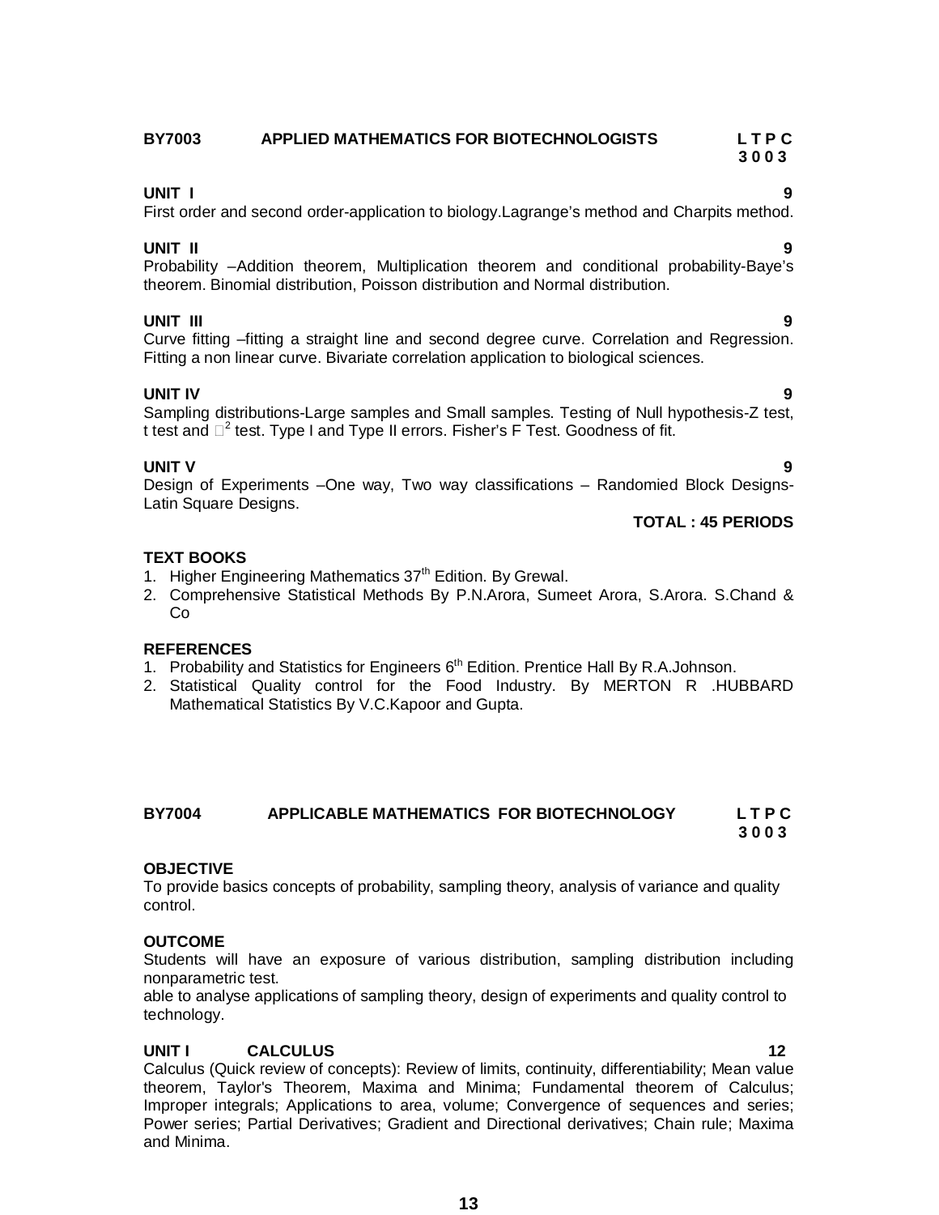**BY7003 APPLIED MATHEMATICS FOR BIOTECHNOLOGISTS** **L T P C**
**3 0 0 3**

**UNIT I** **9**
First order and second order-application to biology.Lagrange's method and Charpits method.

**UNIT II** **9**
Probability –Addition theorem, Multiplication theorem and conditional probability-Baye's theorem. Binomial distribution, Poisson distribution and Normal distribution.

**UNIT III** **9**
Curve fitting –fitting a straight line and second degree curve. Correlation and Regression. Fitting a non linear curve. Bivariate correlation application to biological sciences.

**UNIT IV** **9**
Sampling distributions-Large samples and Small samples. Testing of Null hypothesis-Z test, t test and $\chi^2$ test. Type I and Type II errors. Fisher's F Test. Goodness of fit.

**UNIT V** **9**
Design of Experiments –One way, Two way classifications – Randomied Block Designs-Latin Square Designs.

**TOTAL : 45 PERIODS**

**TEXT BOOKS**
1. Higher Engineering Mathematics 37th Edition. By Grewal.
2. Comprehensive Statistical Methods By P.N.Arora, Sumeet Arora, S.Arora. S.Chand & Co

**REFERENCES**
1. Probability and Statistics for Engineers 6th Edition. Prentice Hall By R.A.Johnson.
2. Statistical Quality control for the Food Industry. By MERTON R .HUBBARD Mathematical Statistics By V.C.Kapoor and Gupta.

**BY7004 APPLICABLE MATHEMATICS FOR BIOTECHNOLOGY** **L T P C**
**3 0 0 3**

**OBJECTIVE**
To provide basics concepts of probability, sampling theory, analysis of variance and quality control.

**OUTCOME**
Students will have an exposure of various distribution, sampling distribution including nonparametric test.
able to analyse applications of sampling theory, design of experiments and quality control to technology.

**UNIT I CALCULUS** **12**
Calculus (Quick review of concepts): Review of limits, continuity, differentiability; Mean value theorem, Taylor's Theorem, Maxima and Minima; Fundamental theorem of Calculus; Improper integrals; Applications to area, volume; Convergence of sequences and series; Power series; Partial Derivatives; Gradient and Directional derivatives; Chain rule; Maxima and Minima.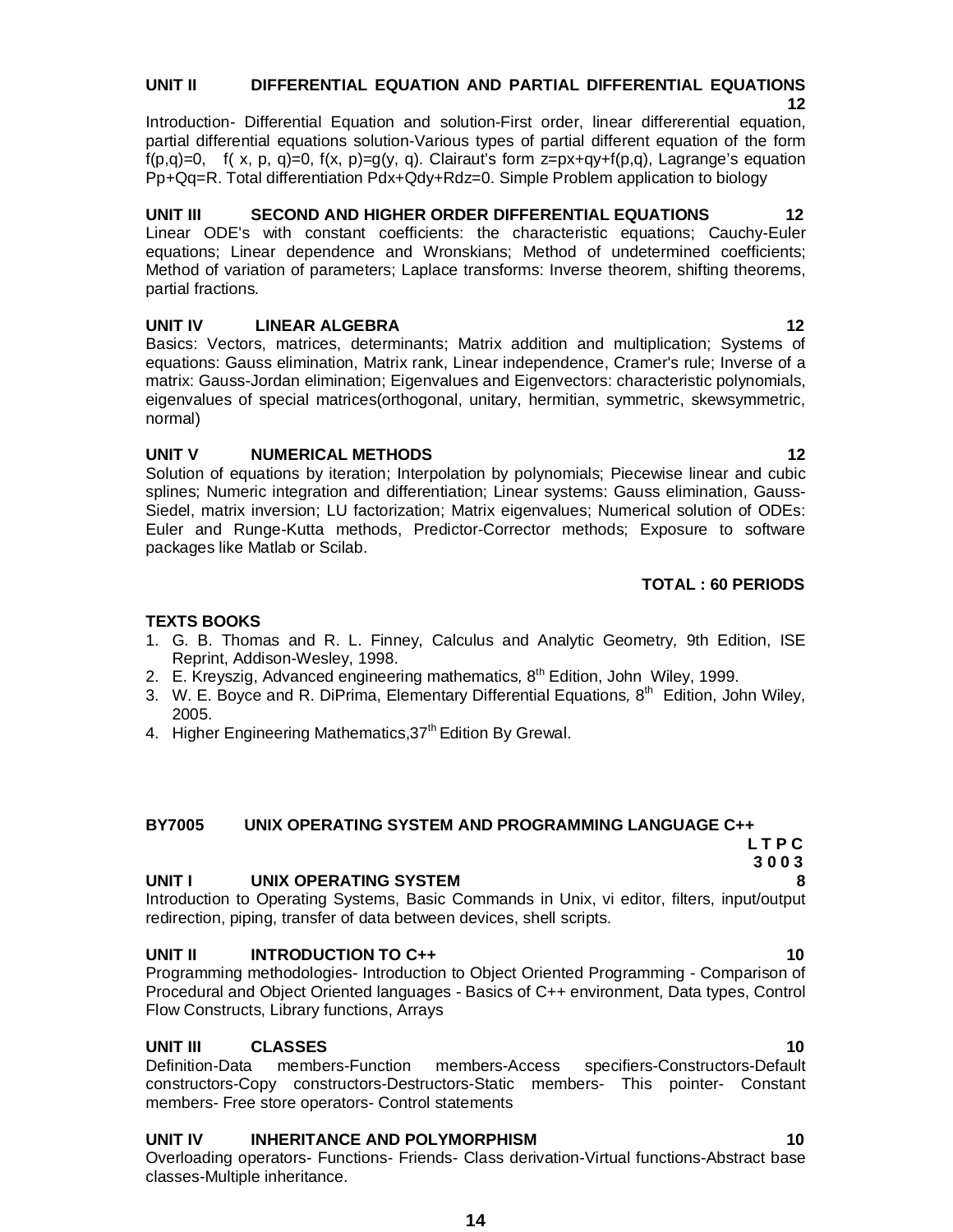**UNIT II DIFFERENTIAL EQUATION AND PARTIAL DIFFERENTIAL EQUATIONS 12**

Introduction- Differential Equation and solution-First order, linear differerential equation, partial differential equations solution-Various types of partial different equation of the form $f(p,q)=0$, $f(x, p, q)=0$, $f(x, p)=g(y, q)$. Clairaut's form $z=px+qy+f(p,q)$, Lagrange's equation $Pp+Qq=R$. Total differentiation $Pdx+Qdy+Rdz=0$. Simple Problem application to biology

**UNIT III SECOND AND HIGHER ORDER DIFFERENTIAL EQUATIONS 12**

Linear ODE's with constant coefficients: the characteristic equations; Cauchy-Euler equations; Linear dependence and Wronskians; Method of undetermined coefficients; Method of variation of parameters; Laplace transforms: Inverse theorem, shifting theorems, partial fractions.

**UNIT IV LINEAR ALGEBRA 12**

Basics: Vectors, matrices, determinants; Matrix addition and multiplication; Systems of equations: Gauss elimination, Matrix rank, Linear independence, Cramer's rule; Inverse of a matrix: Gauss-Jordan elimination; Eigenvalues and Eigenvectors: characteristic polynomials, eigenvalues of special matrices(orthogonal, unitary, hermitian, symmetric, skewsymmetric, normal)

**UNIT V NUMERICAL METHODS 12**

Solution of equations by iteration; Interpolation by polynomials; Piecewise linear and cubic splines; Numeric integration and differentiation; Linear systems: Gauss elimination, Gauss-Siedel, matrix inversion; LU factorization; Matrix eigenvalues; Numerical solution of ODEs: Euler and Runge-Kutta methods, Predictor-Corrector methods; Exposure to software packages like Matlab or Scilab.

**TOTAL : 60 PERIODS**

**TEXTS BOOKS**

1. G. B. Thomas and R. L. Finney, Calculus and Analytic Geometry*,* 9th Edition, ISE Reprint, Addison-Wesley, 1998.
2. E. Kreyszig, Advanced engineering mathematics*,* 8th Edition, John Wiley, 1999.
3. W. E. Boyce and R. DiPrima, Elementary Differential Equations*,* 8th Edition, John Wiley, 2005.
4. Higher Engineering Mathematics,37th Edition By Grewal.

**BY7005 UNIX OPERATING SYSTEM AND PROGRAMMING LANGUAGE C++**

**L T P C**
**3 0 0 3**

**UNIT I UNIX OPERATING SYSTEM 8**

Introduction to Operating Systems, Basic Commands in Unix, vi editor, filters, input/output redirection, piping, transfer of data between devices, shell scripts.

**UNIT II INTRODUCTION TO C++ 10**

Programming methodologies- Introduction to Object Oriented Programming - Comparison of Procedural and Object Oriented languages - Basics of C++ environment, Data types, Control Flow Constructs, Library functions, Arrays

**UNIT III CLASSES 10**

Definition-Data members-Function members-Access specifiers-Constructors-Default constructors-Copy constructors-Destructors-Static members- This pointer- Constant members- Free store operators- Control statements

**UNIT IV INHERITANCE AND POLYMORPHISM 10**

Overloading operators- Functions- Friends- Class derivation-Virtual functions-Abstract base classes-Multiple inheritance.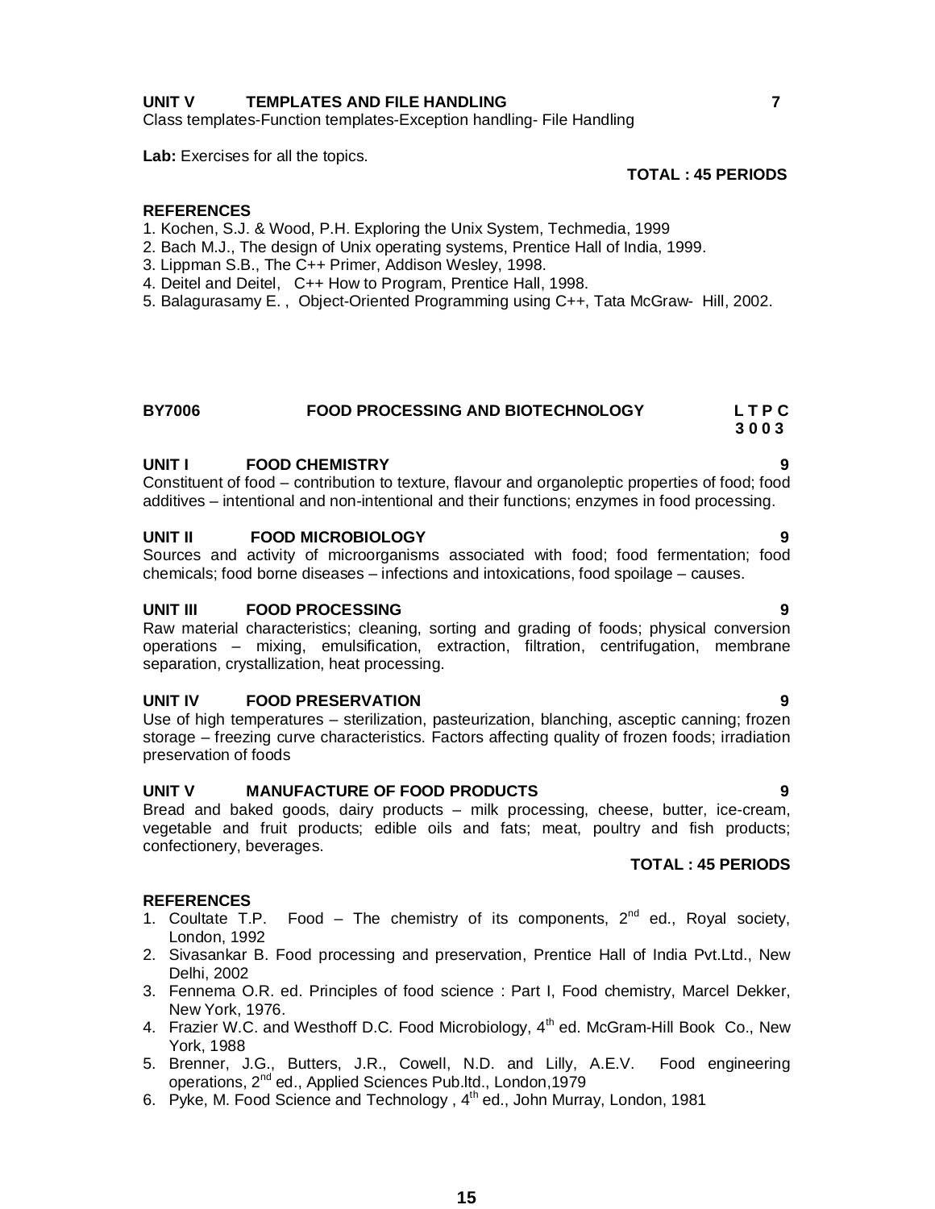**UNIT V TEMPLATES AND FILE HANDLING** **7**

Class templates-Function templates-Exception handling- File Handling

**Lab:** Exercises for all the topics.

**TOTAL : 45 PERIODS**

**REFERENCES**

1. Kochen, S.J. & Wood, P.H. Exploring the Unix System, Techmedia, 1999
2. Bach M.J., The design of Unix operating systems, Prentice Hall of India, 1999.
3. Lippman S.B., The C++ Primer, Addison Wesley, 1998.
4. Deitel and Deitel, C++ How to Program, Prentice Hall, 1998.
5. Balagurasamy E. , Object-Oriented Programming using C++, Tata McGraw- Hill, 2002.

## BY7006 FOOD PROCESSING AND BIOTECHNOLOGY

**L T P C**
**3 0 0 3**

**UNIT I FOOD CHEMISTRY** **9**

Constituent of food – contribution to texture, flavour and organoleptic properties of food; food additives – intentional and non-intentional and their functions; enzymes in food processing.

**UNIT II FOOD MICROBIOLOGY** **9**

Sources and activity of microorganisms associated with food; food fermentation; food chemicals; food borne diseases – infections and intoxications, food spoilage – causes.

**UNIT III FOOD PROCESSING** **9**

Raw material characteristics; cleaning, sorting and grading of foods; physical conversion operations – mixing, emulsification, extraction, filtration, centrifugation, membrane separation, crystallization, heat processing.

**UNIT IV FOOD PRESERVATION** **9**

Use of high temperatures – sterilization, pasteurization, blanching, asceptic canning; frozen storage – freezing curve characteristics. Factors affecting quality of frozen foods; irradiation preservation of foods

**UNIT V MANUFACTURE OF FOOD PRODUCTS** **9**

Bread and baked goods, dairy products – milk processing, cheese, butter, ice-cream, vegetable and fruit products; edible oils and fats; meat, poultry and fish products; confectionery, beverages.

**TOTAL : 45 PERIODS**

**REFERENCES**

1. Coultate T.P. Food – The chemistry of its components, 2nd ed., Royal society, London, 1992
2. Sivasankar B. Food processing and preservation, Prentice Hall of India Pvt.Ltd., New Delhi, 2002
3. Fennema O.R. ed. Principles of food science : Part I, Food chemistry, Marcel Dekker, New York, 1976.
4. Frazier W.C. and Westhoff D.C. Food Microbiology, 4th ed. McGram-Hill Book Co., New York, 1988
5. Brenner, J.G., Butters, J.R., Cowell, N.D. and Lilly, A.E.V. Food engineering operations, 2nd ed., Applied Sciences Pub.ltd., London,1979
6. Pyke, M. Food Science and Technology , 4th ed., John Murray, London, 1981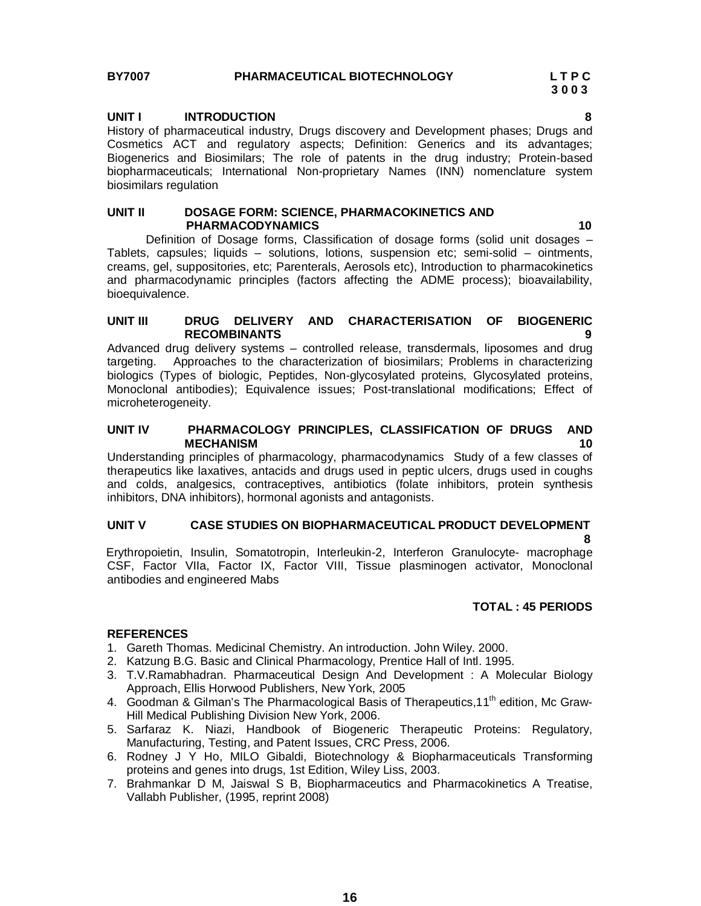**BY7007 PHARMACEUTICAL BIOTECHNOLOGY**

**L T P C**
**3 0 0 3**

**UNIT I INTRODUCTION 8**

History of pharmaceutical industry, Drugs discovery and Development phases; Drugs and Cosmetics ACT and regulatory aspects; Definition: Generics and its advantages; Biogenerics and Biosimilars; The role of patents in the drug industry; Protein-based biopharmaceuticals; International Non-proprietary Names (INN) nomenclature system biosimilars regulation

**UNIT II DOSAGE FORM: SCIENCE, PHARMACOKINETICS AND PHARMACODYNAMICS 10**

Definition of Dosage forms, Classification of dosage forms (solid unit dosages – Tablets, capsules; liquids – solutions, lotions, suspension etc; semi-solid – ointments, creams, gel, suppositories, etc; Parenterals, Aerosols etc), Introduction to pharmacokinetics and pharmacodynamic principles (factors affecting the ADME process); bioavailability, bioequivalence.

**UNIT III DRUG DELIVERY AND CHARACTERISATION OF BIOGENERIC RECOMBINANTS 9**

Advanced drug delivery systems – controlled release, transdermals, liposomes and drug targeting. Approaches to the characterization of biosimilars; Problems in characterizing biologics (Types of biologic, Peptides, Non-glycosylated proteins, Glycosylated proteins, Monoclonal antibodies); Equivalence issues; Post-translational modifications; Effect of microheterogeneity.

**UNIT IV PHARMACOLOGY PRINCIPLES, CLASSIFICATION OF DRUGS AND MECHANISM 10**

Understanding principles of pharmacology, pharmacodynamics Study of a few classes of therapeutics like laxatives, antacids and drugs used in peptic ulcers, drugs used in coughs and colds, analgesics, contraceptives, antibiotics (folate inhibitors, protein synthesis inhibitors, DNA inhibitors), hormonal agonists and antagonists.

**UNIT V CASE STUDIES ON BIOPHARMACEUTICAL PRODUCT DEVELOPMENT 8**

Erythropoietin, Insulin, Somatotropin, Interleukin-2, Interferon Granulocyte- macrophage CSF, Factor VIIa, Factor IX, Factor VIII, Tissue plasminogen activator, Monoclonal antibodies and engineered Mabs

**TOTAL : 45 PERIODS**

**REFERENCES**

1. Gareth Thomas. Medicinal Chemistry. An introduction. John Wiley. 2000.
2. Katzung B.G. Basic and Clinical Pharmacology, Prentice Hall of Intl. 1995.
3. T.V.Ramabhadran. Pharmaceutical Design And Development : A Molecular Biology Approach, Ellis Horwood Publishers, New York, 2005
4. Goodman & Gilman's The Pharmacological Basis of Therapeutics,11th edition, Mc Graw-Hill Medical Publishing Division New York, 2006.
5. Sarfaraz K. Niazi, Handbook of Biogeneric Therapeutic Proteins: Regulatory, Manufacturing, Testing, and Patent Issues, CRC Press, 2006.
6. Rodney J Y Ho, MILO Gibaldi, Biotechnology & Biopharmaceuticals Transforming proteins and genes into drugs, 1st Edition, Wiley Liss, 2003.
7. Brahmankar D M, Jaiswal S B, Biopharmaceutics and Pharmacokinetics A Treatise, Vallabh Publisher, (1995, reprint 2008)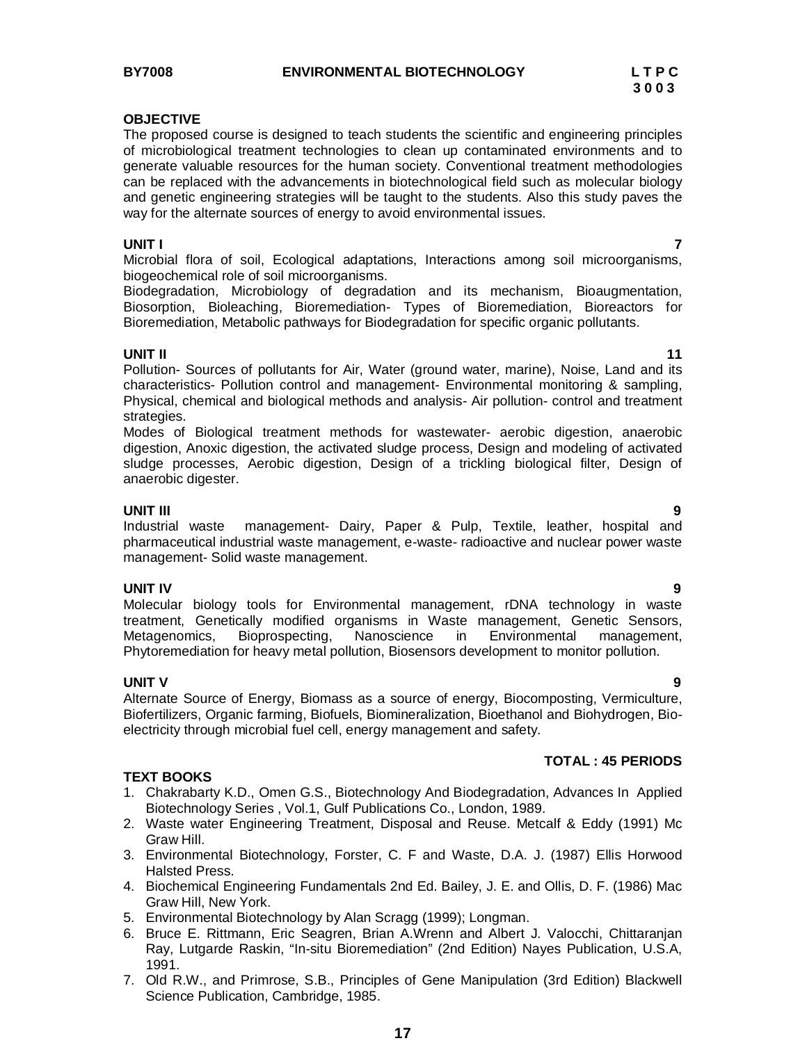**BY7008 ENVIRONMENTAL BIOTECHNOLOGY L T P C**
**3 0 0 3**

**OBJECTIVE**

The proposed course is designed to teach students the scientific and engineering principles of microbiological treatment technologies to clean up contaminated environments and to generate valuable resources for the human society. Conventional treatment methodologies can be replaced with the advancements in biotechnological field such as molecular biology and genetic engineering strategies will be taught to the students. Also this study paves the way for the alternate sources of energy to avoid environmental issues.

**UNIT I 7**

Microbial flora of soil, Ecological adaptations, Interactions among soil microorganisms, biogeochemical role of soil microorganisms.

Biodegradation, Microbiology of degradation and its mechanism, Bioaugmentation, Biosorption, Bioleaching, Bioremediation- Types of Bioremediation, Bioreactors for Bioremediation, Metabolic pathways for Biodegradation for specific organic pollutants.

**UNIT II 11**

Pollution- Sources of pollutants for Air, Water (ground water, marine), Noise, Land and its characteristics- Pollution control and management- Environmental monitoring & sampling, Physical, chemical and biological methods and analysis- Air pollution- control and treatment strategies.

Modes of Biological treatment methods for wastewater- aerobic digestion, anaerobic digestion, Anoxic digestion, the activated sludge process, Design and modeling of activated sludge processes, Aerobic digestion, Design of a trickling biological filter, Design of anaerobic digester.

**UNIT III 9**

Industrial waste management- Dairy, Paper & Pulp, Textile, leather, hospital and pharmaceutical industrial waste management, e-waste- radioactive and nuclear power waste management- Solid waste management.

**UNIT IV 9**

Molecular biology tools for Environmental management, rDNA technology in waste treatment, Genetically modified organisms in Waste management, Genetic Sensors, Metagenomics, Bioprospecting, Nanoscience in Environmental management, Phytoremediation for heavy metal pollution, Biosensors development to monitor pollution.

**UNIT V 9**

Alternate Source of Energy, Biomass as a source of energy, Biocomposting, Vermiculture, Biofertilizers, Organic farming, Biofuels, Biomineralization, Bioethanol and Biohydrogen, Bio-electricity through microbial fuel cell, energy management and safety.

**TOTAL : 45 PERIODS**

**TEXT BOOKS**

1. Chakrabarty K.D., Omen G.S., Biotechnology And Biodegradation, Advances In Applied Biotechnology Series , Vol.1, Gulf Publications Co., London, 1989.
2. Waste water Engineering Treatment, Disposal and Reuse. Metcalf & Eddy (1991) Mc Graw Hill.
3. Environmental Biotechnology, Forster, C. F and Waste, D.A. J. (1987) Ellis Horwood Halsted Press.
4. Biochemical Engineering Fundamentals 2nd Ed. Bailey, J. E. and Ollis, D. F. (1986) Mac Graw Hill, New York.
5. Environmental Biotechnology by Alan Scragg (1999); Longman.
6. Bruce E. Rittmann, Eric Seagren, Brian A.Wrenn and Albert J. Valocchi, Chittaranjan Ray, Lutgarde Raskin, "In-situ Bioremediation" (2nd Edition) Nayes Publication, U.S.A, 1991.
7. Old R.W., and Primrose, S.B., Principles of Gene Manipulation (3rd Edition) Blackwell Science Publication, Cambridge, 1985.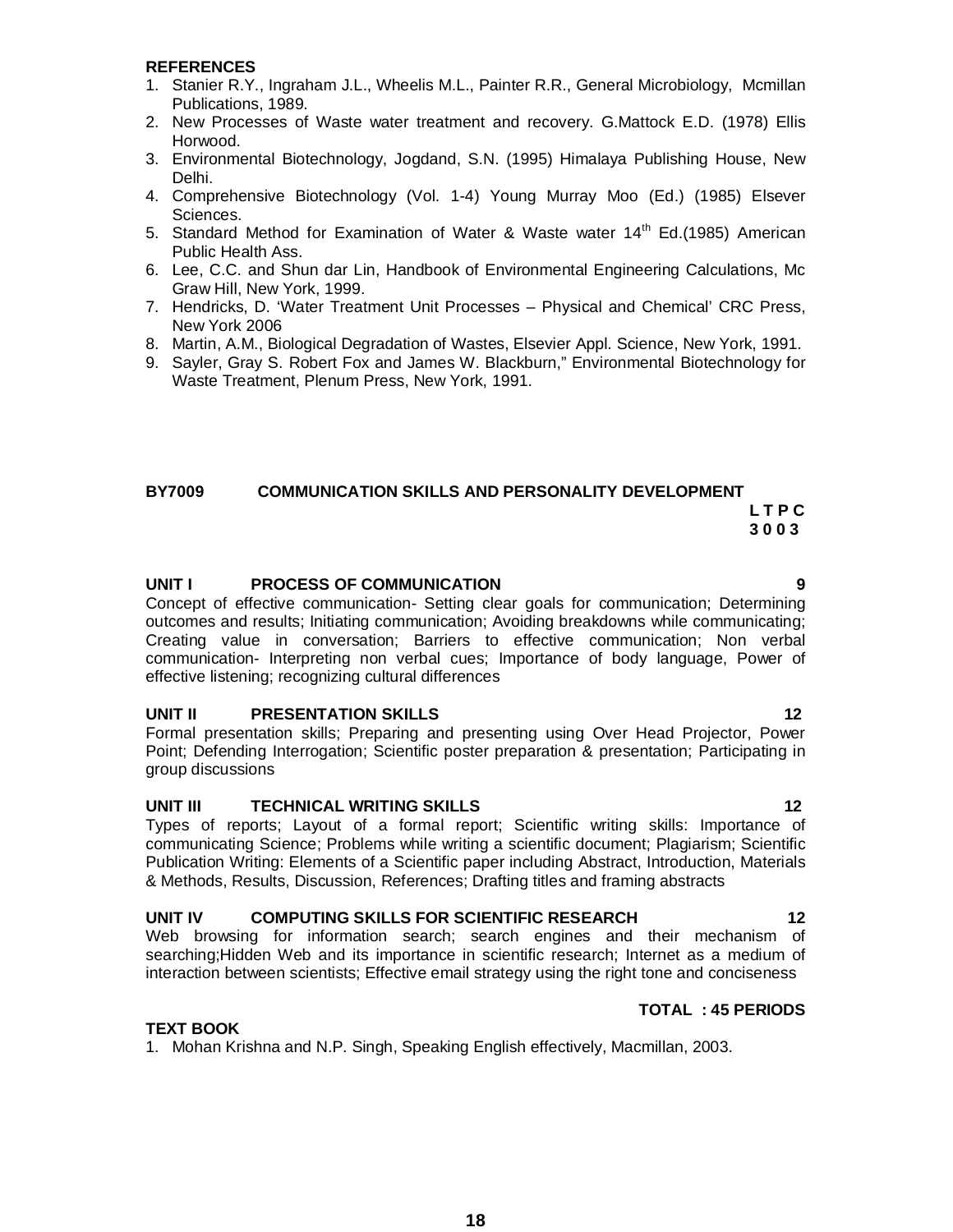**REFERENCES**

1. Stanier R.Y., Ingraham J.L., Wheelis M.L., Painter R.R., General Microbiology, Mcmillan Publications, 1989.
2. New Processes of Waste water treatment and recovery. G.Mattock E.D. (1978) Ellis Horwood.
3. Environmental Biotechnology, Jogdand, S.N. (1995) Himalaya Publishing House, New Delhi.
4. Comprehensive Biotechnology (Vol. 1-4) Young Murray Moo (Ed.) (1985) Elsever Sciences.
5. Standard Method for Examination of Water & Waste water 14th Ed.(1985) American Public Health Ass.
6. Lee, C.C. and Shun dar Lin, Handbook of Environmental Engineering Calculations, Mc Graw Hill, New York, 1999.
7. Hendricks, D. 'Water Treatment Unit Processes – Physical and Chemical' CRC Press, New York 2006
8. Martin, A.M., Biological Degradation of Wastes, Elsevier Appl. Science, New York, 1991.
9. Sayler, Gray S. Robert Fox and James W. Blackburn," Environmental Biotechnology for Waste Treatment, Plenum Press, New York, 1991.

## BY7009 COMMUNICATION SKILLS AND PERSONALITY DEVELOPMENT

| L | T | P | C |
|---|---|---|---|
| 3 | 0 | 0 | 3 |

### UNIT I PROCESS OF COMMUNICATION — 9

Concept of effective communication- Setting clear goals for communication; Determining outcomes and results; Initiating communication; Avoiding breakdowns while communicating; Creating value in conversation; Barriers to effective communication; Non verbal communication- Interpreting non verbal cues; Importance of body language, Power of effective listening; recognizing cultural differences

### UNIT II PRESENTATION SKILLS — 12

Formal presentation skills; Preparing and presenting using Over Head Projector, Power Point; Defending Interrogation; Scientific poster preparation & presentation; Participating in group discussions

### UNIT III TECHNICAL WRITING SKILLS — 12

Types of reports; Layout of a formal report; Scientific writing skills: Importance of communicating Science; Problems while writing a scientific document; Plagiarism; Scientific Publication Writing: Elements of a Scientific paper including Abstract, Introduction, Materials & Methods, Results, Discussion, References; Drafting titles and framing abstracts

### UNIT IV COMPUTING SKILLS FOR SCIENTIFIC RESEARCH — 12

Web browsing for information search; search engines and their mechanism of searching;Hidden Web and its importance in scientific research; Internet as a medium of interaction between scientists; Effective email strategy using the right tone and conciseness

**TOTAL : 45 PERIODS**

**TEXT BOOK**

1. Mohan Krishna and N.P. Singh, Speaking English effectively, Macmillan, 2003.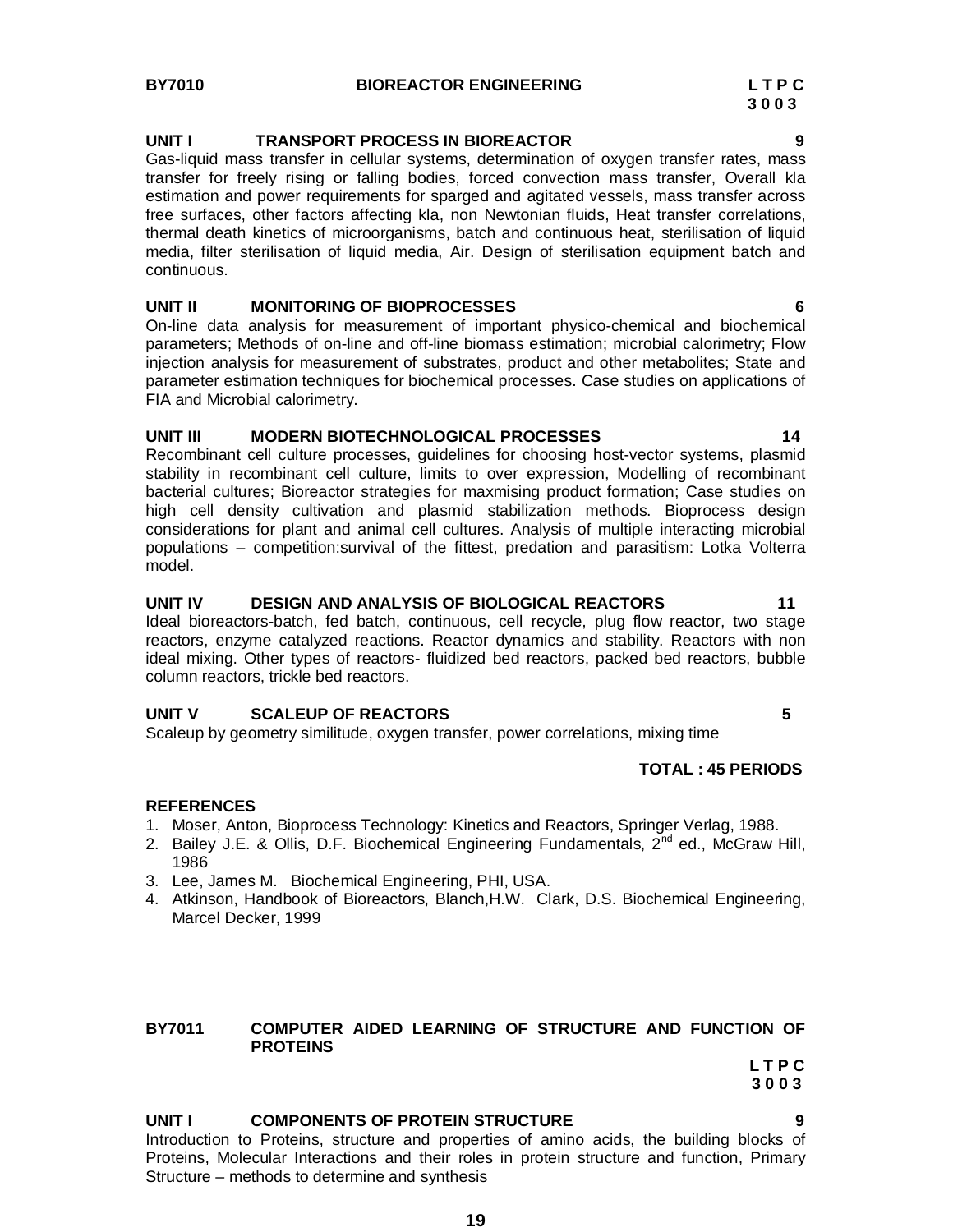**BY7010 BIOREACTOR ENGINEERING**

**L T P C**
**3 0 0 3**

**UNIT I TRANSPORT PROCESS IN BIOREACTOR 9**

Gas-liquid mass transfer in cellular systems, determination of oxygen transfer rates, mass transfer for freely rising or falling bodies, forced convection mass transfer, Overall kla estimation and power requirements for sparged and agitated vessels, mass transfer across free surfaces, other factors affecting kla, non Newtonian fluids, Heat transfer correlations, thermal death kinetics of microorganisms, batch and continuous heat, sterilisation of liquid media, filter sterilisation of liquid media, Air. Design of sterilisation equipment batch and continuous.

**UNIT II MONITORING OF BIOPROCESSES 6**

On-line data analysis for measurement of important physico-chemical and biochemical parameters; Methods of on-line and off-line biomass estimation; microbial calorimetry; Flow injection analysis for measurement of substrates, product and other metabolites; State and parameter estimation techniques for biochemical processes. Case studies on applications of FIA and Microbial calorimetry.

**UNIT III MODERN BIOTECHNOLOGICAL PROCESSES 14**

Recombinant cell culture processes, guidelines for choosing host-vector systems, plasmid stability in recombinant cell culture, limits to over expression, Modelling of recombinant bacterial cultures; Bioreactor strategies for maxmising product formation; Case studies on high cell density cultivation and plasmid stabilization methods. Bioprocess design considerations for plant and animal cell cultures. Analysis of multiple interacting microbial populations – competition:survival of the fittest, predation and parasitism: Lotka Volterra model.

**UNIT IV DESIGN AND ANALYSIS OF BIOLOGICAL REACTORS 11**

Ideal bioreactors-batch, fed batch, continuous, cell recycle, plug flow reactor, two stage reactors, enzyme catalyzed reactions. Reactor dynamics and stability. Reactors with non ideal mixing. Other types of reactors- fluidized bed reactors, packed bed reactors, bubble column reactors, trickle bed reactors.

**UNIT V SCALEUP OF REACTORS 5**

Scaleup by geometry similitude, oxygen transfer, power correlations, mixing time

**TOTAL : 45 PERIODS**

**REFERENCES**

1. Moser, Anton, Bioprocess Technology: Kinetics and Reactors, Springer Verlag, 1988.
2. Bailey J.E. & Ollis, D.F. Biochemical Engineering Fundamentals, 2nd ed., McGraw Hill, 1986
3. Lee, James M. Biochemical Engineering, PHI, USA.
4. Atkinson, Handbook of Bioreactors, Blanch,H.W. Clark, D.S. Biochemical Engineering, Marcel Decker, 1999

**BY7011 COMPUTER AIDED LEARNING OF STRUCTURE AND FUNCTION OF PROTEINS**

**L T P C**
**3 0 0 3**

**UNIT I COMPONENTS OF PROTEIN STRUCTURE 9**

Introduction to Proteins, structure and properties of amino acids, the building blocks of Proteins, Molecular Interactions and their roles in protein structure and function, Primary Structure – methods to determine and synthesis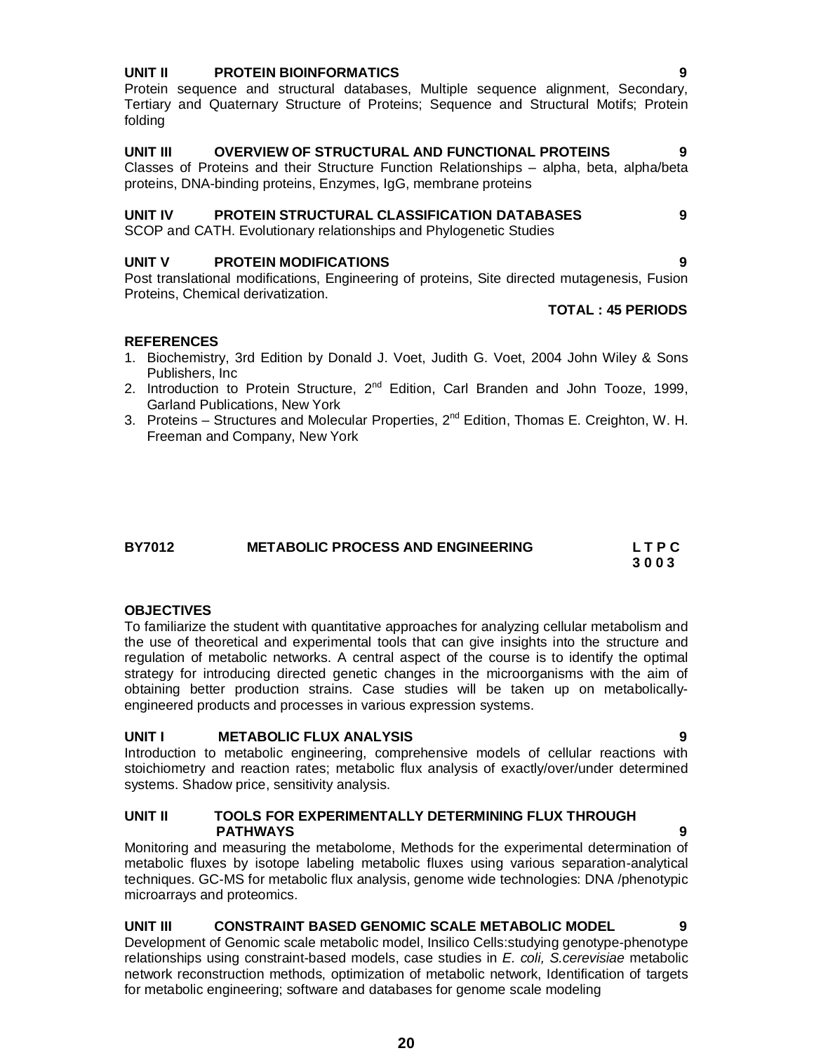**UNIT II PROTEIN BIOINFORMATICS 9**

Protein sequence and structural databases, Multiple sequence alignment, Secondary, Tertiary and Quaternary Structure of Proteins; Sequence and Structural Motifs; Protein folding

**UNIT III OVERVIEW OF STRUCTURAL AND FUNCTIONAL PROTEINS 9**

Classes of Proteins and their Structure Function Relationships – alpha, beta, alpha/beta proteins, DNA-binding proteins, Enzymes, IgG, membrane proteins

**UNIT IV PROTEIN STRUCTURAL CLASSIFICATION DATABASES 9**

SCOP and CATH. Evolutionary relationships and Phylogenetic Studies

**UNIT V PROTEIN MODIFICATIONS 9**

Post translational modifications, Engineering of proteins, Site directed mutagenesis, Fusion Proteins, Chemical derivatization.

**TOTAL : 45 PERIODS**

**REFERENCES**

1. Biochemistry, 3rd Edition by Donald J. Voet, Judith G. Voet, 2004 John Wiley & Sons Publishers, Inc
2. Introduction to Protein Structure, 2nd Edition, Carl Branden and John Tooze, 1999, Garland Publications, New York
3. Proteins – Structures and Molecular Properties, 2nd Edition, Thomas E. Creighton, W. H. Freeman and Company, New York

## BY7012 METABOLIC PROCESS AND ENGINEERING

**L T P C**
**3 0 0 3**

**OBJECTIVES**

To familiarize the student with quantitative approaches for analyzing cellular metabolism and the use of theoretical and experimental tools that can give insights into the structure and regulation of metabolic networks. A central aspect of the course is to identify the optimal strategy for introducing directed genetic changes in the microorganisms with the aim of obtaining better production strains. Case studies will be taken up on metabolically-engineered products and processes in various expression systems.

**UNIT I METABOLIC FLUX ANALYSIS 9**

Introduction to metabolic engineering, comprehensive models of cellular reactions with stoichiometry and reaction rates; metabolic flux analysis of exactly/over/under determined systems. Shadow price, sensitivity analysis.

**UNIT II TOOLS FOR EXPERIMENTALLY DETERMINING FLUX THROUGH PATHWAYS 9**

Monitoring and measuring the metabolome, Methods for the experimental determination of metabolic fluxes by isotope labeling metabolic fluxes using various separation-analytical techniques. GC-MS for metabolic flux analysis, genome wide technologies: DNA /phenotypic microarrays and proteomics.

**UNIT III CONSTRAINT BASED GENOMIC SCALE METABOLIC MODEL 9**

Development of Genomic scale metabolic model, Insilico Cells:studying genotype-phenotype relationships using constraint-based models, case studies in *E. coli, S.cerevisiae* metabolic network reconstruction methods, optimization of metabolic network, Identification of targets for metabolic engineering; software and databases for genome scale modeling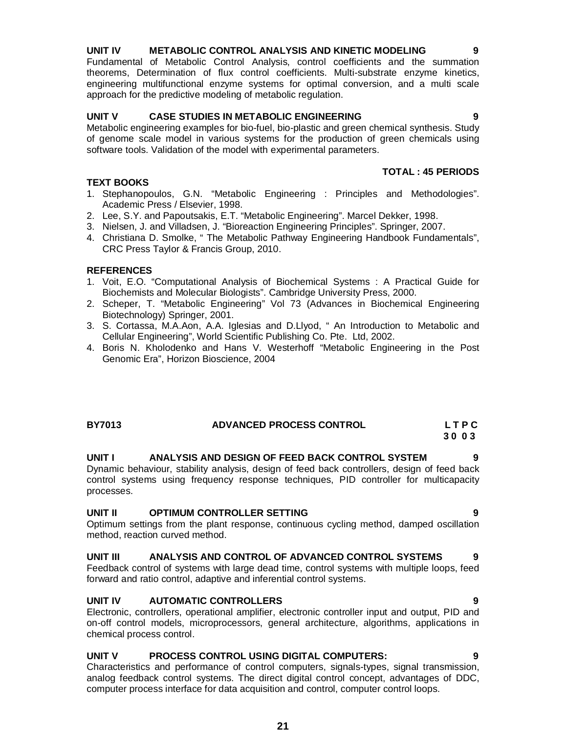### UNIT IV METABOLIC CONTROL ANALYSIS AND KINETIC MODELING 9

Fundamental of Metabolic Control Analysis, control coefficients and the summation theorems, Determination of flux control coefficients. Multi-substrate enzyme kinetics, engineering multifunctional enzyme systems for optimal conversion, and a multi scale approach for the predictive modeling of metabolic regulation.

### UNIT V CASE STUDIES IN METABOLIC ENGINEERING 9

Metabolic engineering examples for bio-fuel, bio-plastic and green chemical synthesis. Study of genome scale model in various systems for the production of green chemicals using software tools. Validation of the model with experimental parameters.

**TOTAL : 45 PERIODS**

**TEXT BOOKS**

1. Stephanopoulos, G.N. “Metabolic Engineering : Principles and Methodologies”. Academic Press / Elsevier, 1998.
2. Lee, S.Y. and Papoutsakis, E.T. “Metabolic Engineering”. Marcel Dekker, 1998.
3. Nielsen, J. and Villadsen, J. “Bioreaction Engineering Principles”. Springer, 2007.
4. Christiana D. Smolke, “ The Metabolic Pathway Engineering Handbook Fundamentals”, CRC Press Taylor & Francis Group, 2010.

**REFERENCES**

1. Voit, E.O. “Computational Analysis of Biochemical Systems : A Practical Guide for Biochemists and Molecular Biologists”. Cambridge University Press, 2000.
2. Scheper, T. “Metabolic Engineering” Vol 73 (Advances in Biochemical Engineering Biotechnology) Springer, 2001.
3. S. Cortassa, M.A.Aon, A.A. Iglesias and D.Llyod, “ An Introduction to Metabolic and Cellular Engineering”, World Scientific Publishing Co. Pte. Ltd, 2002.
4. Boris N. Kholodenko and Hans V. Westerhoff “Metabolic Engineering in the Post Genomic Era”, Horizon Bioscience, 2004

## BY7013 ADVANCED PROCESS CONTROL

**L T P C**
**3 0 0 3**

### UNIT I ANALYSIS AND DESIGN OF FEED BACK CONTROL SYSTEM 9

Dynamic behaviour, stability analysis, design of feed back controllers, design of feed back control systems using frequency response techniques, PID controller for multicapacity processes.

### UNIT II OPTIMUM CONTROLLER SETTING 9

Optimum settings from the plant response, continuous cycling method, damped oscillation method, reaction curved method.

### UNIT III ANALYSIS AND CONTROL OF ADVANCED CONTROL SYSTEMS 9

Feedback control of systems with large dead time, control systems with multiple loops, feed forward and ratio control, adaptive and inferential control systems.

### UNIT IV AUTOMATIC CONTROLLERS 9

Electronic, controllers, operational amplifier, electronic controller input and output, PID and on-off control models, microprocessors, general architecture, algorithms, applications in chemical process control.

### UNIT V PROCESS CONTROL USING DIGITAL COMPUTERS: 9

Characteristics and performance of control computers, signals-types, signal transmission, analog feedback control systems. The direct digital control concept, advantages of DDC, computer process interface for data acquisition and control, computer control loops.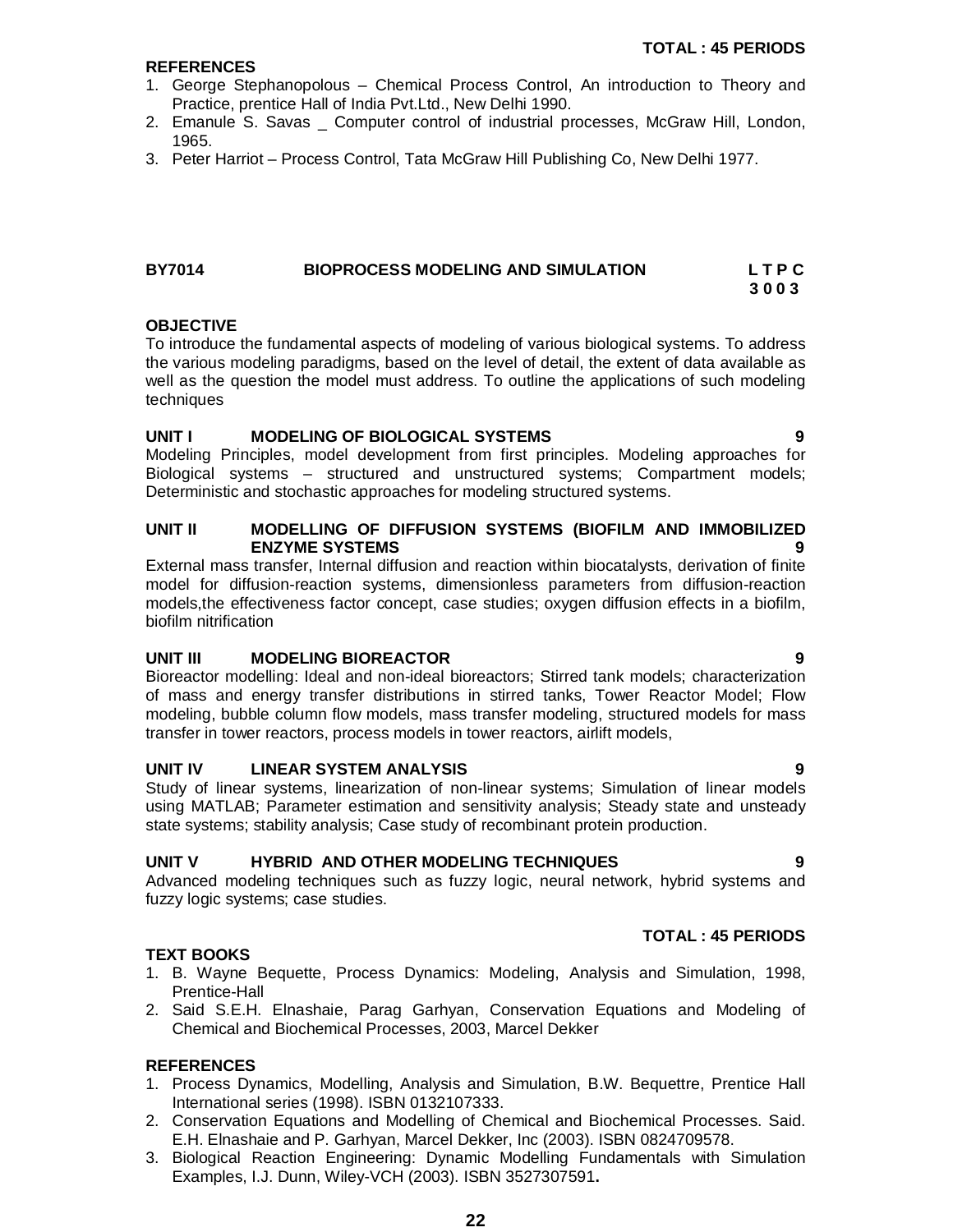**TOTAL : 45 PERIODS**

**REFERENCES**

1. George Stephanopolous – Chemical Process Control, An introduction to Theory and Practice, prentice Hall of India Pvt.Ltd., New Delhi 1990.
2. Emanule S. Savas _ Computer control of industrial processes, McGraw Hill, London, 1965.
3. Peter Harriot – Process Control, Tata McGraw Hill Publishing Co, New Delhi 1977.

**BY7014 BIOPROCESS MODELING AND SIMULATION** **L T P C 3 0 0 3**

**OBJECTIVE**

To introduce the fundamental aspects of modeling of various biological systems. To address the various modeling paradigms, based on the level of detail, the extent of data available as well as the question the model must address. To outline the applications of such modeling techniques

**UNIT I MODELING OF BIOLOGICAL SYSTEMS 9**

Modeling Principles, model development from first principles. Modeling approaches for Biological systems – structured and unstructured systems; Compartment models; Deterministic and stochastic approaches for modeling structured systems.

**UNIT II MODELLING OF DIFFUSION SYSTEMS (BIOFILM AND IMMOBILIZED ENZYME SYSTEMS 9**

External mass transfer, Internal diffusion and reaction within biocatalysts, derivation of finite model for diffusion-reaction systems, dimensionless parameters from diffusion-reaction models,the effectiveness factor concept, case studies; oxygen diffusion effects in a biofilm, biofilm nitrification

**UNIT III MODELING BIOREACTOR 9**

Bioreactor modelling: Ideal and non-ideal bioreactors; Stirred tank models; characterization of mass and energy transfer distributions in stirred tanks, Tower Reactor Model; Flow modeling, bubble column flow models, mass transfer modeling, structured models for mass transfer in tower reactors, process models in tower reactors, airlift models,

**UNIT IV LINEAR SYSTEM ANALYSIS 9**

Study of linear systems, linearization of non-linear systems; Simulation of linear models using MATLAB; Parameter estimation and sensitivity analysis; Steady state and unsteady state systems; stability analysis; Case study of recombinant protein production.

**UNIT V HYBRID AND OTHER MODELING TECHNIQUES 9**

Advanced modeling techniques such as fuzzy logic, neural network, hybrid systems and fuzzy logic systems; case studies.

**TOTAL : 45 PERIODS**

**TEXT BOOKS**

1. B. Wayne Bequette, Process Dynamics: Modeling, Analysis and Simulation, 1998, Prentice-Hall
2. Said S.E.H. Elnashaie, Parag Garhyan, Conservation Equations and Modeling of Chemical and Biochemical Processes, 2003, Marcel Dekker

**REFERENCES**

1. Process Dynamics, Modelling, Analysis and Simulation, B.W. Bequettre, Prentice Hall International series (1998). ISBN 0132107333.
2. Conservation Equations and Modelling of Chemical and Biochemical Processes. Said. E.H. Elnashaie and P. Garhyan, Marcel Dekker, Inc (2003). ISBN 0824709578.
3. Biological Reaction Engineering: Dynamic Modelling Fundamentals with Simulation Examples, I.J. Dunn, Wiley-VCH (2003). ISBN 3527307591**.**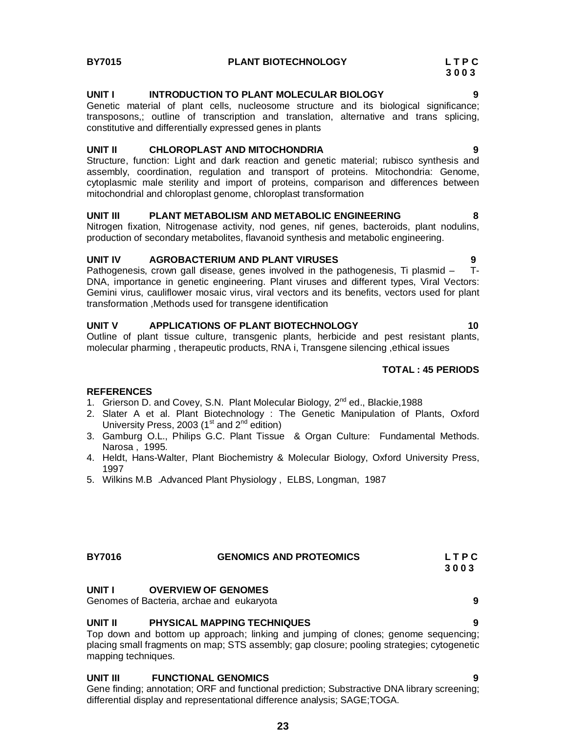**BY7015 PLANT BIOTECHNOLOGY** **L T P C 3 0 0 3**

**UNIT I INTRODUCTION TO PLANT MOLECULAR BIOLOGY 9**

Genetic material of plant cells, nucleosome structure and its biological significance; transposons,; outline of transcription and translation, alternative and trans splicing, constitutive and differentially expressed genes in plants

**UNIT II CHLOROPLAST AND MITOCHONDRIA 9**

Structure, function: Light and dark reaction and genetic material; rubisco synthesis and assembly, coordination, regulation and transport of proteins. Mitochondria: Genome, cytoplasmic male sterility and import of proteins, comparison and differences between mitochondrial and chloroplast genome, chloroplast transformation

**UNIT III PLANT METABOLISM AND METABOLIC ENGINEERING 8**

Nitrogen fixation, Nitrogenase activity, nod genes, nif genes, bacteroids, plant nodulins, production of secondary metabolites, flavanoid synthesis and metabolic engineering.

**UNIT IV AGROBACTERIUM AND PLANT VIRUSES 9**

Pathogenesis, crown gall disease, genes involved in the pathogenesis, Ti plasmid – T-DNA, importance in genetic engineering. Plant viruses and different types, Viral Vectors: Gemini virus, cauliflower mosaic virus, viral vectors and its benefits, vectors used for plant transformation ,Methods used for transgene identification

**UNIT V APPLICATIONS OF PLANT BIOTECHNOLOGY 10**

Outline of plant tissue culture, transgenic plants, herbicide and pest resistant plants, molecular pharming , therapeutic products, RNA i, Transgene silencing ,ethical issues

**TOTAL : 45 PERIODS**

**REFERENCES**

1. Grierson D. and Covey, S.N. Plant Molecular Biology, 2nd ed., Blackie,1988
2. Slater A et al. Plant Biotechnology : The Genetic Manipulation of Plants, Oxford University Press, 2003 (1st and 2nd edition)
3. Gamburg O.L., Philips G.C. Plant Tissue & Organ Culture: Fundamental Methods. Narosa , 1995.
4. Heldt, Hans-Walter, Plant Biochemistry & Molecular Biology, Oxford University Press, 1997
5. Wilkins M.B .Advanced Plant Physiology , ELBS, Longman, 1987

**BY7016 GENOMICS AND PROTEOMICS** **L T P C 3 0 0 3**

**UNIT I OVERVIEW OF GENOMES**

Genomes of Bacteria, archae and eukaryota **9**

**UNIT II PHYSICAL MAPPING TECHNIQUES 9**

Top down and bottom up approach; linking and jumping of clones; genome sequencing; placing small fragments on map; STS assembly; gap closure; pooling strategies; cytogenetic mapping techniques.

**UNIT III FUNCTIONAL GENOMICS 9**

Gene finding; annotation; ORF and functional prediction; Substractive DNA library screening; differential display and representational difference analysis; SAGE;TOGA.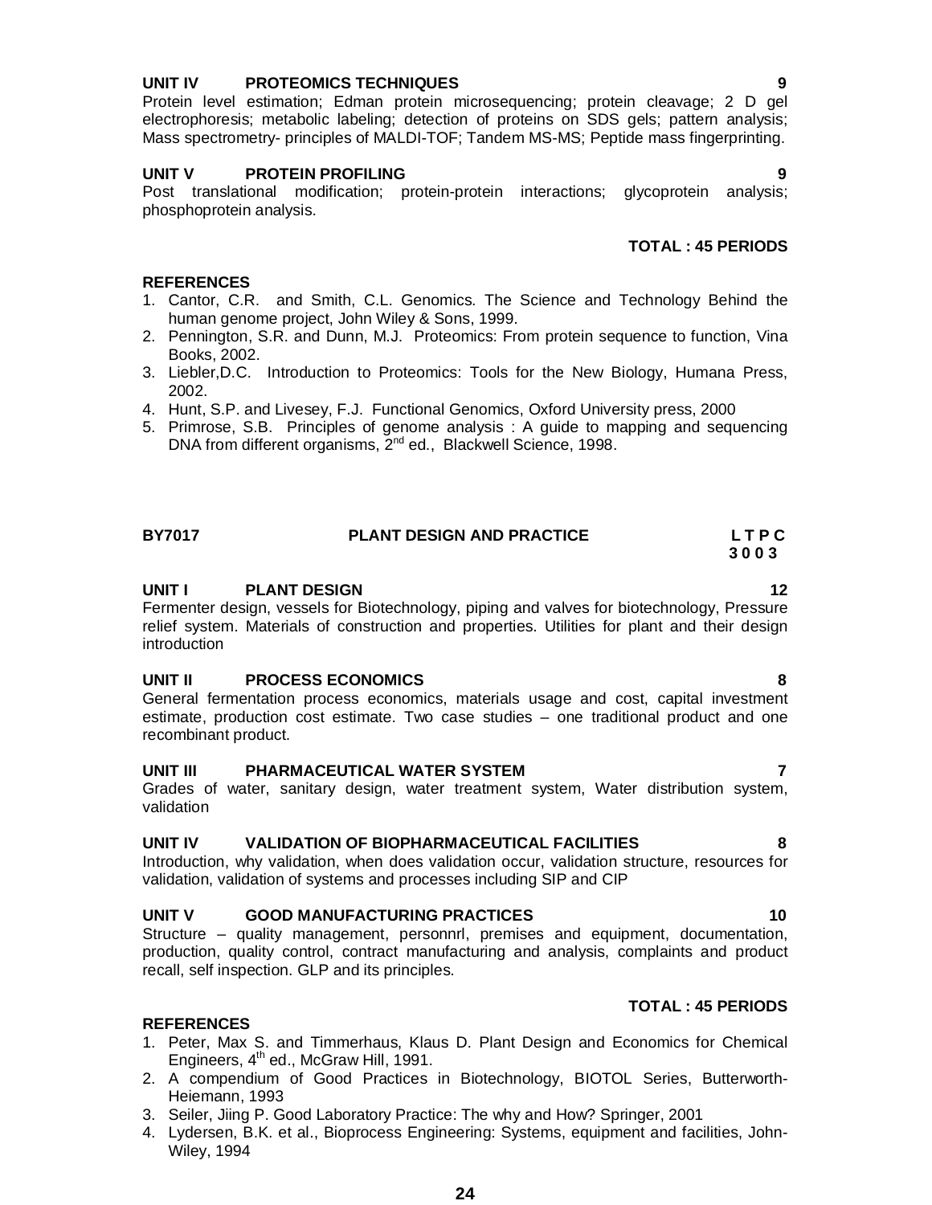**UNIT IV PROTEOMICS TECHNIQUES** **9**

Protein level estimation; Edman protein microsequencing; protein cleavage; 2 D gel electrophoresis; metabolic labeling; detection of proteins on SDS gels; pattern analysis; Mass spectrometry- principles of MALDI-TOF; Tandem MS-MS; Peptide mass fingerprinting.

**UNIT V PROTEIN PROFILING** **9**

Post translational modification; protein-protein interactions; glycoprotein analysis; phosphoprotein analysis.

**TOTAL : 45 PERIODS**

**REFERENCES**

1. Cantor, C.R. and Smith, C.L. Genomics. The Science and Technology Behind the human genome project, John Wiley & Sons, 1999.
2. Pennington, S.R. and Dunn, M.J. Proteomics: From protein sequence to function, Vina Books, 2002.
3. Liebler,D.C. Introduction to Proteomics: Tools for the New Biology, Humana Press, 2002.
4. Hunt, S.P. and Livesey, F.J. Functional Genomics, Oxford University press, 2000
5. Primrose, S.B. Principles of genome analysis : A guide to mapping and sequencing DNA from different organisms, 2nd ed., Blackwell Science, 1998.

## BY7017 PLANT DESIGN AND PRACTICE

**L T P C**
**3 0 0 3**

**UNIT I PLANT DESIGN** **12**

Fermenter design, vessels for Biotechnology, piping and valves for biotechnology, Pressure relief system. Materials of construction and properties. Utilities for plant and their design introduction

**UNIT II PROCESS ECONOMICS** **8**

General fermentation process economics, materials usage and cost, capital investment estimate, production cost estimate. Two case studies – one traditional product and one recombinant product.

**UNIT III PHARMACEUTICAL WATER SYSTEM** **7**

Grades of water, sanitary design, water treatment system, Water distribution system, validation

**UNIT IV VALIDATION OF BIOPHARMACEUTICAL FACILITIES** **8**

Introduction, why validation, when does validation occur, validation structure, resources for validation, validation of systems and processes including SIP and CIP

**UNIT V GOOD MANUFACTURING PRACTICES** **10**

Structure – quality management, personnrl, premises and equipment, documentation, production, quality control, contract manufacturing and analysis, complaints and product recall, self inspection. GLP and its principles.

**TOTAL : 45 PERIODS**

**REFERENCES**

1. Peter, Max S. and Timmerhaus, Klaus D. Plant Design and Economics for Chemical Engineers, 4th ed., McGraw Hill, 1991.
2. A compendium of Good Practices in Biotechnology, BIOTOL Series, Butterworth-Heiemann, 1993
3. Seiler, Jiing P. Good Laboratory Practice: The why and How? Springer, 2001
4. Lydersen, B.K. et al., Bioprocess Engineering: Systems, equipment and facilities, John-Wiley, 1994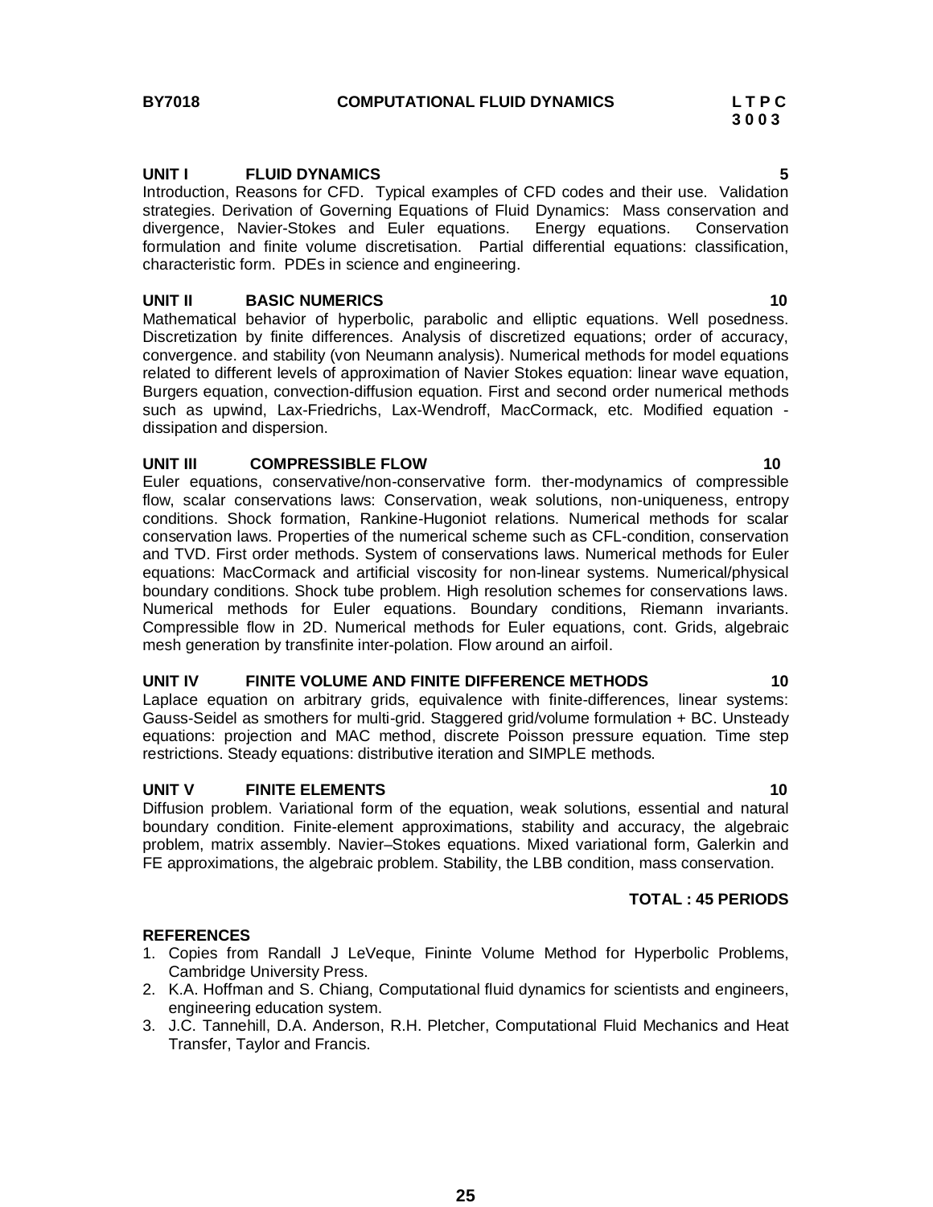**BY7018 COMPUTATIONAL FLUID DYNAMICS**

**L T P C**
**3 0 0 3**

**UNIT I FLUID DYNAMICS 5**

Introduction, Reasons for CFD. Typical examples of CFD codes and their use. Validation strategies. Derivation of Governing Equations of Fluid Dynamics: Mass conservation and divergence, Navier-Stokes and Euler equations. Energy equations. Conservation formulation and finite volume discretisation. Partial differential equations: classification, characteristic form. PDEs in science and engineering.

**UNIT II BASIC NUMERICS 10**

Mathematical behavior of hyperbolic, parabolic and elliptic equations. Well posedness. Discretization by finite differences. Analysis of discretized equations; order of accuracy, convergence. and stability (von Neumann analysis). Numerical methods for model equations related to different levels of approximation of Navier Stokes equation: linear wave equation, Burgers equation, convection-diffusion equation. First and second order numerical methods such as upwind, Lax-Friedrichs, Lax-Wendroff, MacCormack, etc. Modified equation - dissipation and dispersion.

**UNIT III COMPRESSIBLE FLOW 10**

Euler equations, conservative/non-conservative form. ther-modynamics of compressible flow, scalar conservations laws: Conservation, weak solutions, non-uniqueness, entropy conditions. Shock formation, Rankine-Hugoniot relations. Numerical methods for scalar conservation laws. Properties of the numerical scheme such as CFL-condition, conservation and TVD. First order methods. System of conservations laws. Numerical methods for Euler equations: MacCormack and artificial viscosity for non-linear systems. Numerical/physical boundary conditions. Shock tube problem. High resolution schemes for conservations laws. Numerical methods for Euler equations. Boundary conditions, Riemann invariants. Compressible flow in 2D. Numerical methods for Euler equations, cont. Grids, algebraic mesh generation by transfinite inter-polation. Flow around an airfoil.

**UNIT IV FINITE VOLUME AND FINITE DIFFERENCE METHODS 10**

Laplace equation on arbitrary grids, equivalence with finite-differences, linear systems: Gauss-Seidel as smothers for multi-grid. Staggered grid/volume formulation + BC. Unsteady equations: projection and MAC method, discrete Poisson pressure equation. Time step restrictions. Steady equations: distributive iteration and SIMPLE methods.

**UNIT V FINITE ELEMENTS 10**

Diffusion problem. Variational form of the equation, weak solutions, essential and natural boundary condition. Finite-element approximations, stability and accuracy, the algebraic problem, matrix assembly. Navier–Stokes equations. Mixed variational form, Galerkin and FE approximations, the algebraic problem. Stability, the LBB condition, mass conservation.

**TOTAL : 45 PERIODS**

**REFERENCES**

1. Copies from Randall J LeVeque, Fininte Volume Method for Hyperbolic Problems, Cambridge University Press.
2. K.A. Hoffman and S. Chiang, Computational fluid dynamics for scientists and engineers, engineering education system.
3. J.C. Tannehill, D.A. Anderson, R.H. Pletcher, Computational Fluid Mechanics and Heat Transfer, Taylor and Francis.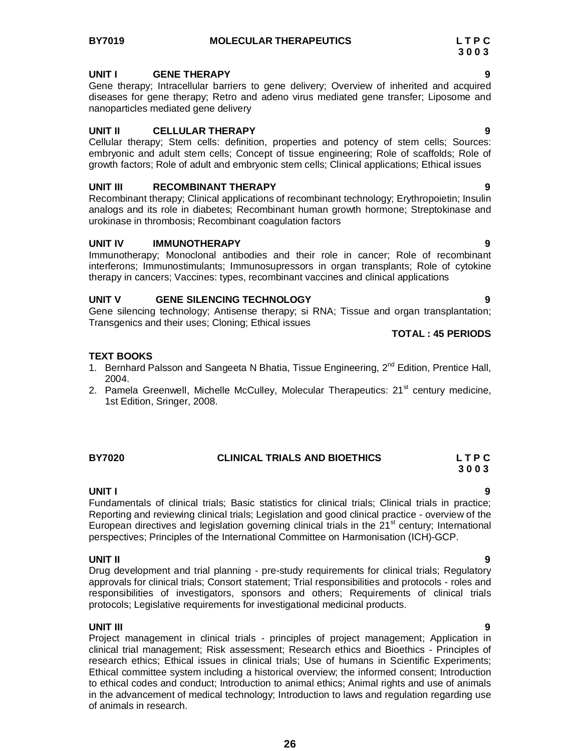## BY7019 MOLECULAR THERAPEUTICS

**L T P C**
**3 0 0 3**

### UNIT I GENE THERAPY — 9

Gene therapy; Intracellular barriers to gene delivery; Overview of inherited and acquired diseases for gene therapy; Retro and adeno virus mediated gene transfer; Liposome and nanoparticles mediated gene delivery

### UNIT II CELLULAR THERAPY — 9

Cellular therapy; Stem cells: definition, properties and potency of stem cells; Sources: embryonic and adult stem cells; Concept of tissue engineering; Role of scaffolds; Role of growth factors; Role of adult and embryonic stem cells; Clinical applications; Ethical issues

### UNIT III RECOMBINANT THERAPY — 9

Recombinant therapy; Clinical applications of recombinant technology; Erythropoietin; Insulin analogs and its role in diabetes; Recombinant human growth hormone; Streptokinase and urokinase in thrombosis; Recombinant coagulation factors

### UNIT IV IMMUNOTHERAPY — 9

Immunotherapy; Monoclonal antibodies and their role in cancer; Role of recombinant interferons; Immunostimulants; Immunosupressors in organ transplants; Role of cytokine therapy in cancers; Vaccines: types, recombinant vaccines and clinical applications

### UNIT V GENE SILENCING TECHNOLOGY — 9

Gene silencing technology; Antisense therapy; si RNA; Tissue and organ transplantation; Transgenics and their uses; Cloning; Ethical issues

**TOTAL : 45 PERIODS**

### TEXT BOOKS

1. Bernhard Palsson and Sangeeta N Bhatia, Tissue Engineering, 2nd Edition, Prentice Hall, 2004.
2. Pamela Greenwell, Michelle McCulley, Molecular Therapeutics: 21st century medicine, 1st Edition, Sringer, 2008.

## BY7020 CLINICAL TRIALS AND BIOETHICS

**L T P C**
**3 0 0 3**

### UNIT I — 9

Fundamentals of clinical trials; Basic statistics for clinical trials; Clinical trials in practice; Reporting and reviewing clinical trials; Legislation and good clinical practice - overview of the European directives and legislation governing clinical trials in the 21st century; International perspectives; Principles of the International Committee on Harmonisation (ICH)-GCP.

### UNIT II — 9

Drug development and trial planning - pre-study requirements for clinical trials; Regulatory approvals for clinical trials; Consort statement; Trial responsibilities and protocols - roles and responsibilities of investigators, sponsors and others; Requirements of clinical trials protocols; Legislative requirements for investigational medicinal products.

### UNIT III — 9

Project management in clinical trials - principles of project management; Application in clinical trial management; Risk assessment; Research ethics and Bioethics - Principles of research ethics; Ethical issues in clinical trials; Use of humans in Scientific Experiments; Ethical committee system including a historical overview; the informed consent; Introduction to ethical codes and conduct; Introduction to animal ethics; Animal rights and use of animals in the advancement of medical technology; Introduction to laws and regulation regarding use of animals in research.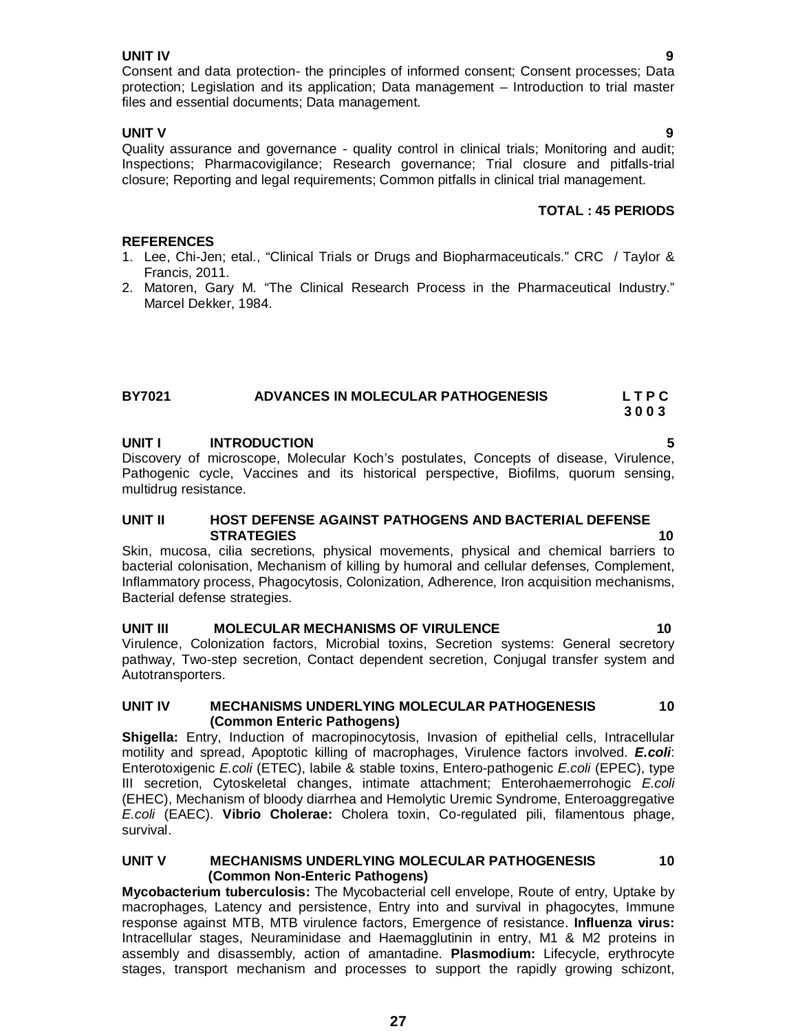**UNIT IV** **9**

Consent and data protection- the principles of informed consent; Consent processes; Data protection; Legislation and its application; Data management – Introduction to trial master files and essential documents; Data management.

**UNIT V** **9**

Quality assurance and governance - quality control in clinical trials; Monitoring and audit; Inspections; Pharmacovigilance; Research governance; Trial closure and pitfalls-trial closure; Reporting and legal requirements; Common pitfalls in clinical trial management.

**TOTAL : 45 PERIODS**

**REFERENCES**

1. Lee, Chi-Jen; etal., "Clinical Trials or Drugs and Biopharmaceuticals." CRC / Taylor & Francis, 2011.
2. Matoren, Gary M. "The Clinical Research Process in the Pharmaceutical Industry." Marcel Dekker, 1984.

## BY7021 ADVANCES IN MOLECULAR PATHOGENESIS

**L T P C**
**3 0 0 3**

**UNIT I INTRODUCTION** **5**

Discovery of microscope, Molecular Koch's postulates, Concepts of disease, Virulence, Pathogenic cycle, Vaccines and its historical perspective, Biofilms, quorum sensing, multidrug resistance.

**UNIT II HOST DEFENSE AGAINST PATHOGENS AND BACTERIAL DEFENSE STRATEGIES** **10**

Skin, mucosa, cilia secretions, physical movements, physical and chemical barriers to bacterial colonisation, Mechanism of killing by humoral and cellular defenses, Complement, Inflammatory process, Phagocytosis, Colonization, Adherence, Iron acquisition mechanisms, Bacterial defense strategies.

**UNIT III MOLECULAR MECHANISMS OF VIRULENCE** **10**

Virulence, Colonization factors, Microbial toxins, Secretion systems: General secretory pathway, Two-step secretion, Contact dependent secretion, Conjugal transfer system and Autotransporters.

**UNIT IV MECHANISMS UNDERLYING MOLECULAR PATHOGENESIS (Common Enteric Pathogens)** **10**

**Shigella:** Entry, Induction of macropinocytosis, Invasion of epithelial cells, Intracellular motility and spread, Apoptotic killing of macrophages, Virulence factors involved. ***E.coli***: Enterotoxigenic *E.coli* (ETEC), labile & stable toxins, Entero-pathogenic *E.coli* (EPEC), type III secretion, Cytoskeletal changes, intimate attachment; Enterohaemerrohogic *E.coli* (EHEC), Mechanism of bloody diarrhea and Hemolytic Uremic Syndrome, Enteroaggregative *E.coli* (EAEC). **Vibrio Cholerae:** Cholera toxin, Co-regulated pili, filamentous phage, survival.

**UNIT V MECHANISMS UNDERLYING MOLECULAR PATHOGENESIS (Common Non-Enteric Pathogens)** **10**

**Mycobacterium tuberculosis:** The Mycobacterial cell envelope, Route of entry, Uptake by macrophages, Latency and persistence, Entry into and survival in phagocytes, Immune response against MTB, MTB virulence factors, Emergence of resistance. **Influenza virus:** Intracellular stages, Neuraminidase and Haemagglutinin in entry, M1 & M2 proteins in assembly and disassembly, action of amantadine. **Plasmodium:** Lifecycle, erythrocyte stages, transport mechanism and processes to support the rapidly growing schizont,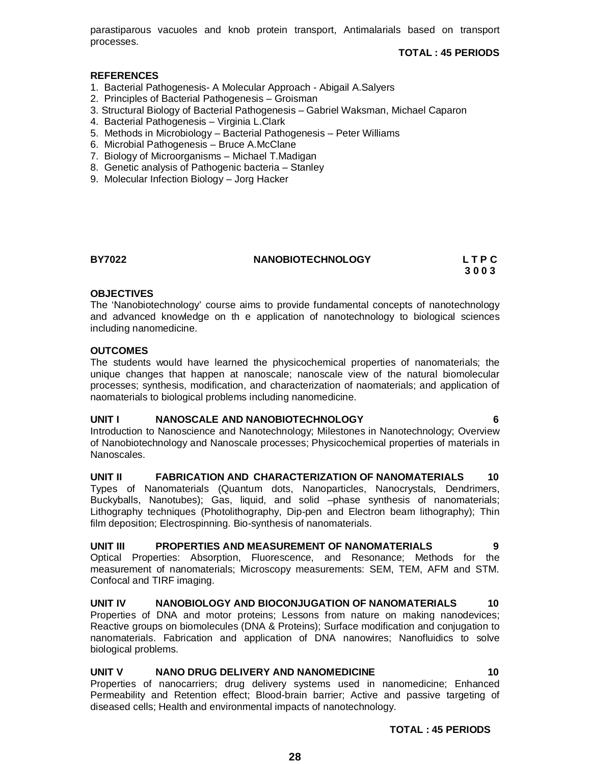parastiparous vacuoles and knob protein transport, Antimalarials based on transport processes.

**TOTAL : 45 PERIODS**

**REFERENCES**

1. Bacterial Pathogenesis- A Molecular Approach - Abigail A.Salyers
2. Principles of Bacterial Pathogenesis – Groisman
3. Structural Biology of Bacterial Pathogenesis – Gabriel Waksman, Michael Caparon
4. Bacterial Pathogenesis – Virginia L.Clark
5. Methods in Microbiology – Bacterial Pathogenesis – Peter Williams
6. Microbial Pathogenesis – Bruce A.McClane
7. Biology of Microorganisms – Michael T.Madigan
8. Genetic analysis of Pathogenic bacteria – Stanley
9. Molecular Infection Biology – Jorg Hacker

## BY7022 NANOBIOTECHNOLOGY

**L T P C**
**3 0 0 3**

**OBJECTIVES**

The 'Nanobiotechnology' course aims to provide fundamental concepts of nanotechnology and advanced knowledge on th e application of nanotechnology to biological sciences including nanomedicine.

**OUTCOMES**

The students would have learned the physicochemical properties of nanomaterials; the unique changes that happen at nanoscale; nanoscale view of the natural biomolecular processes; synthesis, modification, and characterization of naomaterials; and application of naomaterials to biological problems including nanomedicine.

**UNIT I NANOSCALE AND NANOBIOTECHNOLOGY 6**

Introduction to Nanoscience and Nanotechnology; Milestones in Nanotechnology; Overview of Nanobiotechnology and Nanoscale processes; Physicochemical properties of materials in Nanoscales.

**UNIT II FABRICATION AND CHARACTERIZATION OF NANOMATERIALS 10**

Types of Nanomaterials (Quantum dots, Nanoparticles, Nanocrystals, Dendrimers, Buckyballs, Nanotubes); Gas, liquid, and solid –phase synthesis of nanomaterials; Lithography techniques (Photolithography, Dip-pen and Electron beam lithography); Thin film deposition; Electrospinning. Bio-synthesis of nanomaterials.

**UNIT III PROPERTIES AND MEASUREMENT OF NANOMATERIALS 9**

Optical Properties: Absorption, Fluorescence, and Resonance; Methods for the measurement of nanomaterials; Microscopy measurements: SEM, TEM, AFM and STM. Confocal and TIRF imaging.

**UNIT IV NANOBIOLOGY AND BIOCONJUGATION OF NANOMATERIALS 10**

Properties of DNA and motor proteins; Lessons from nature on making nanodevices; Reactive groups on biomolecules (DNA & Proteins); Surface modification and conjugation to nanomaterials. Fabrication and application of DNA nanowires; Nanofluidics to solve biological problems.

**UNIT V NANO DRUG DELIVERY AND NANOMEDICINE 10**

Properties of nanocarriers; drug delivery systems used in nanomedicine; Enhanced Permeability and Retention effect; Blood-brain barrier; Active and passive targeting of diseased cells; Health and environmental impacts of nanotechnology.

**TOTAL : 45 PERIODS**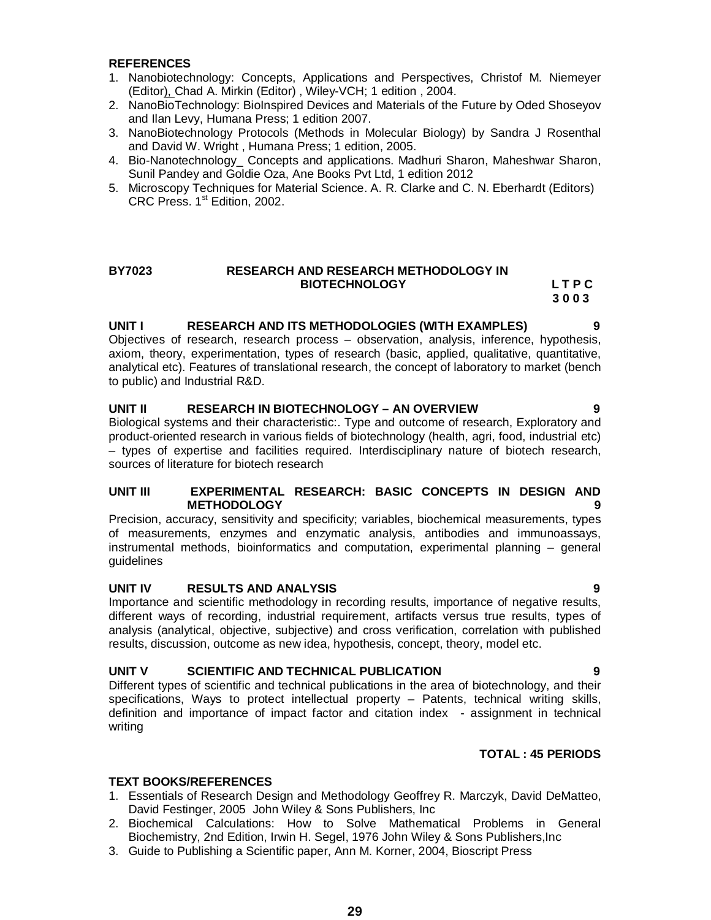**REFERENCES**

1. Nanobiotechnology: Concepts, Applications and Perspectives, Christof M. Niemeyer (Editor), Chad A. Mirkin (Editor) , Wiley-VCH; 1 edition , 2004.
2. NanoBioTechnology: BioInspired Devices and Materials of the Future by Oded Shoseyov and Ilan Levy, Humana Press; 1 edition 2007.
3. NanoBiotechnology Protocols (Methods in Molecular Biology) by Sandra J Rosenthal and David W. Wright , Humana Press; 1 edition, 2005.
4. Bio-Nanotechnology_ Concepts and applications. Madhuri Sharon, Maheshwar Sharon, Sunil Pandey and Goldie Oza, Ane Books Pvt Ltd, 1 edition 2012
5. Microscopy Techniques for Material Science. A. R. Clarke and C. N. Eberhardt (Editors) CRC Press. 1st Edition, 2002.

## BY7023 RESEARCH AND RESEARCH METHODOLOGY IN BIOTECHNOLOGY

**L T P C**
**3 0 0 3**

### UNIT I RESEARCH AND ITS METHODOLOGIES (WITH EXAMPLES) 9

Objectives of research, research process – observation, analysis, inference, hypothesis, axiom, theory, experimentation, types of research (basic, applied, qualitative, quantitative, analytical etc). Features of translational research, the concept of laboratory to market (bench to public) and Industrial R&D.

### UNIT II RESEARCH IN BIOTECHNOLOGY – AN OVERVIEW 9

Biological systems and their characteristic:. Type and outcome of research, Exploratory and product-oriented research in various fields of biotechnology (health, agri, food, industrial etc) – types of expertise and facilities required. Interdisciplinary nature of biotech research, sources of literature for biotech research

### UNIT III EXPERIMENTAL RESEARCH: BASIC CONCEPTS IN DESIGN AND METHODOLOGY 9

Precision, accuracy, sensitivity and specificity; variables, biochemical measurements, types of measurements, enzymes and enzymatic analysis, antibodies and immunoassays, instrumental methods, bioinformatics and computation, experimental planning – general guidelines

### UNIT IV RESULTS AND ANALYSIS 9

Importance and scientific methodology in recording results, importance of negative results, different ways of recording, industrial requirement, artifacts versus true results, types of analysis (analytical, objective, subjective) and cross verification, correlation with published results, discussion, outcome as new idea, hypothesis, concept, theory, model etc.

### UNIT V SCIENTIFIC AND TECHNICAL PUBLICATION 9

Different types of scientific and technical publications in the area of biotechnology, and their specifications, Ways to protect intellectual property – Patents, technical writing skills, definition and importance of impact factor and citation index - assignment in technical writing

**TOTAL : 45 PERIODS**

**TEXT BOOKS/REFERENCES**

1. Essentials of Research Design and Methodology Geoffrey R. Marczyk, David DeMatteo, David Festinger, 2005 John Wiley & Sons Publishers, Inc
2. Biochemical Calculations: How to Solve Mathematical Problems in General Biochemistry, 2nd Edition, Irwin H. Segel, 1976 John Wiley & Sons Publishers,Inc
3. Guide to Publishing a Scientific paper, Ann M. Korner, 2004, Bioscript Press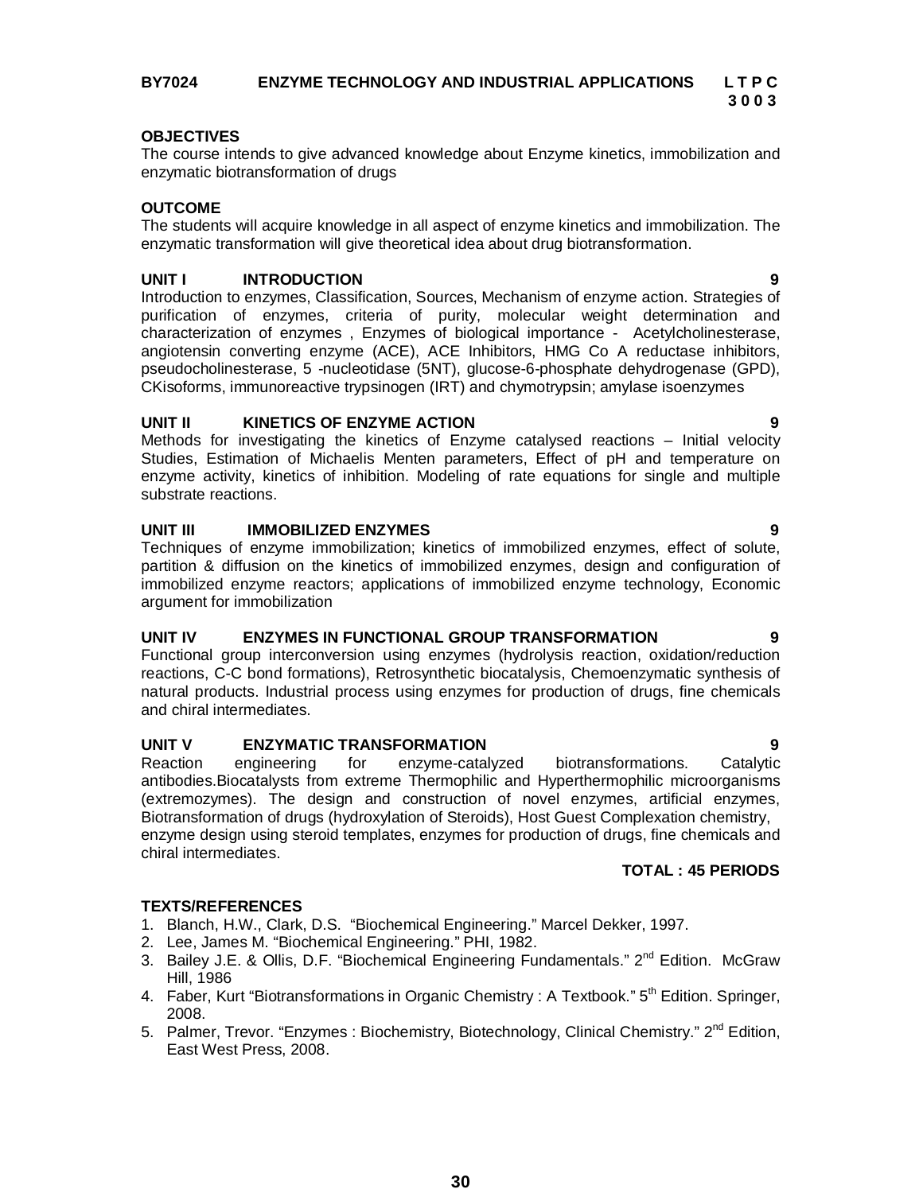**BY7024 ENZYME TECHNOLOGY AND INDUSTRIAL APPLICATIONS** **L T P C**
**3 0 0 3**

**OBJECTIVES**

The course intends to give advanced knowledge about Enzyme kinetics, immobilization and enzymatic biotransformation of drugs

**OUTCOME**

The students will acquire knowledge in all aspect of enzyme kinetics and immobilization. The enzymatic transformation will give theoretical idea about drug biotransformation.

**UNIT I INTRODUCTION 9**

Introduction to enzymes, Classification, Sources, Mechanism of enzyme action. Strategies of purification of enzymes, criteria of purity, molecular weight determination and characterization of enzymes , Enzymes of biological importance - Acetylcholinesterase, angiotensin converting enzyme (ACE), ACE Inhibitors, HMG Co A reductase inhibitors, pseudocholinesterase, 5 -nucleotidase (5NT), glucose-6-phosphate dehydrogenase (GPD), CKisoforms, immunoreactive trypsinogen (IRT) and chymotrypsin; amylase isoenzymes

**UNIT II KINETICS OF ENZYME ACTION 9**

Methods for investigating the kinetics of Enzyme catalysed reactions – Initial velocity Studies, Estimation of Michaelis Menten parameters, Effect of pH and temperature on enzyme activity, kinetics of inhibition. Modeling of rate equations for single and multiple substrate reactions.

**UNIT III IMMOBILIZED ENZYMES 9**

Techniques of enzyme immobilization; kinetics of immobilized enzymes, effect of solute, partition & diffusion on the kinetics of immobilized enzymes, design and configuration of immobilized enzyme reactors; applications of immobilized enzyme technology, Economic argument for immobilization

**UNIT IV ENZYMES IN FUNCTIONAL GROUP TRANSFORMATION 9**

Functional group interconversion using enzymes (hydrolysis reaction, oxidation/reduction reactions, C-C bond formations), Retrosynthetic biocatalysis, Chemoenzymatic synthesis of natural products. Industrial process using enzymes for production of drugs, fine chemicals and chiral intermediates.

**UNIT V ENZYMATIC TRANSFORMATION 9**

Reaction engineering for enzyme-catalyzed biotransformations. Catalytic antibodies.Biocatalysts from extreme Thermophilic and Hyperthermophilic microorganisms (extremozymes). The design and construction of novel enzymes, artificial enzymes, Biotransformation of drugs (hydroxylation of Steroids), Host Guest Complexation chemistry, enzyme design using steroid templates, enzymes for production of drugs, fine chemicals and chiral intermediates.

**TOTAL : 45 PERIODS**

**TEXTS/REFERENCES**

1. Blanch, H.W., Clark, D.S. "Biochemical Engineering." Marcel Dekker, 1997.
2. Lee, James M. "Biochemical Engineering." PHI, 1982.
3. Bailey J.E. & Ollis, D.F. "Biochemical Engineering Fundamentals." 2nd Edition. McGraw Hill, 1986
4. Faber, Kurt "Biotransformations in Organic Chemistry : A Textbook." 5th Edition. Springer, 2008.
5. Palmer, Trevor. "Enzymes : Biochemistry, Biotechnology, Clinical Chemistry." 2nd Edition, East West Press, 2008.